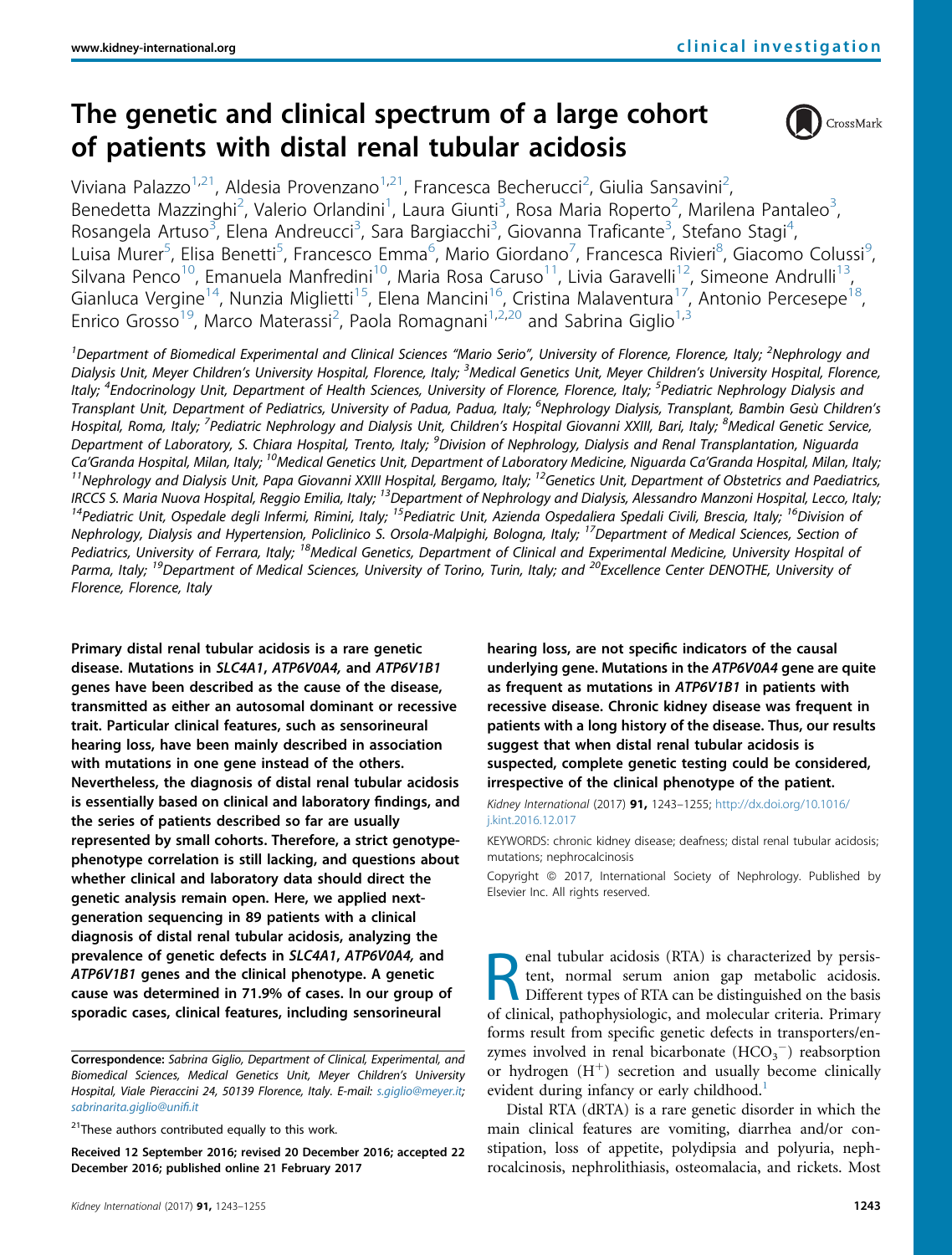# The genetic and clinical spectrum of a large cohort of patients with distal renal tubular acidosis

Viviana Palazzo[1,21], Aldesia Provenzano[1,21], Francesca Becherucci[2], Giulia Sansavini[2], Benedetta Mazzinghi[2], Valerio Orlandini[1], Laura Giunti[3], Rosa Maria Roperto[2], Marilena Pantaleo[3], Rosangela Artuso[3], Elena Andreucci[3], Sara Bargiacchi[3], Giovanna Traficante[3], Stefano Stagi[4], Luisa Murer[5], Elisa Benetti[5], Francesco Emma[6], Mario Giordano[7], Francesca Rivieri[8], Giacomo Colussi[9], Silvana Penco[10], Emanuela Manfredini[10], Maria Rosa Caruso[11], Livia Garavelli[12], Simeone Andrulli[13], Gianluca Vergine[14], Nunzia Miglietti[15], Elena Mancini[16], Cristina Malaventura[17], Antonio Percesepe[18], Enrico Grosso[19], Marco Materassi[2], Paola Romagnani[1,2,20] and Sabrina Giglio[1,3]

[1]Department of Biomedical Experimental and Clinical Sciences "Mario Serio", University of Florence, Florence, Italy; [2]Nephrology and Dialysis Unit, Meyer Children's University Hospital, Florence, Italy; [3]Medical Genetics Unit, Meyer Children's University Hospital, Florence, Italy; [4]Endocrinology Unit, Department of Health Sciences, University of Florence, Florence, Italy; [5]Pediatric Nephrology Dialysis and Transplant Unit, Department of Pediatrics, University of Padua, Padua, Italy; [6]Nephrology Dialysis, Transplant, Bambin Gesù Children's Hospital, Roma, Italy; [7]Pediatric Nephrology and Dialysis Unit, Children's Hospital Giovanni XXIII, Bari, Italy; [8]Medical Genetic Service, Department of Laboratory, S. Chiara Hospital, Trento, Italy; [9]Division of Nephrology, Dialysis and Renal Transplantation, Niguarda Ca'Granda Hospital, Milan, Italy; [10]Medical Genetics Unit, Department of Laboratory Medicine, Niguarda Ca'Granda Hospital, Milan, Italy; [11]Nephrology and Dialysis Unit, Papa Giovanni XXIII Hospital, Bergamo, Italy; [12]Genetics Unit, Department of Obstetrics and Paediatrics, IRCCS S. Maria Nuova Hospital, Reggio Emilia, Italy; [13]Department of Nephrology and Dialysis, Alessandro Manzoni Hospital, Lecco, Italy; [14]Pediatric Unit, Ospedale degli Infermi, Rimini, Italy; [15]Pediatric Unit, Azienda Ospedaliera Spedali Civili, Brescia, Italy; [16]Division of Nephrology, Dialysis and Hypertension, Policlinico S. Orsola-Malpighi, Bologna, Italy; [17]Department of Medical Sciences, Section of Pediatrics, University of Ferrara, Italy; [18]Medical Genetics, Department of Clinical and Experimental Medicine, University Hospital of Parma, Italy; [19]Department of Medical Sciences, University of Torino, Turin, Italy; and [20]Excellence Center DENOTHE, University of Florence, Florence, Italy

**Primary distal renal tubular acidosis is a rare genetic disease. Mutations in *SLC4A1*, *ATP6V0A4*, and *ATP6V1B1* genes have been described as the cause of the disease, transmitted as either an autosomal dominant or recessive trait. Particular clinical features, such as sensorineural hearing loss, have been mainly described in association with mutations in one gene instead of the others. Nevertheless, the diagnosis of distal renal tubular acidosis is essentially based on clinical and laboratory findings, and the series of patients described so far are usually represented by small cohorts. Therefore, a strict genotype-phenotype correlation is still lacking, and questions about whether clinical and laboratory data should direct the genetic analysis remain open. Here, we applied next-generation sequencing in 89 patients with a clinical diagnosis of distal renal tubular acidosis, analyzing the prevalence of genetic defects in *SLC4A1*, *ATP6V0A4*, and *ATP6V1B1* genes and the clinical phenotype. A genetic cause was determined in 71.9% of cases. In our group of sporadic cases, clinical features, including sensorineural hearing loss, are not specific indicators of the causal underlying gene. Mutations in the *ATP6V0A4* gene are quite as frequent as mutations in *ATP6V1B1* in patients with recessive disease. Chronic kidney disease was frequent in patients with a long history of the disease. Thus, our results suggest that when distal renal tubular acidosis is suspected, complete genetic testing could be considered, irrespective of the clinical phenotype of the patient.**

*Kidney International* (2017) **91**, 1243–1255; http://dx.doi.org/10.1016/j.kint.2016.12.017

KEYWORDS: chronic kidney disease; deafness; distal renal tubular acidosis; mutations; nephrocalcinosis

Copyright © 2017, International Society of Nephrology. Published by Elsevier Inc. All rights reserved.

**Correspondence:** Sabrina Giglio, Department of Clinical, Experimental, and Biomedical Sciences, Medical Genetics Unit, Meyer Children's University Hospital, Viale Pieraccini 24, 50139 Florence, Italy. E-mail: s.giglio@meyer.it; sabrinarita.giglio@unifi.it

[21]These authors contributed equally to this work.

Received 12 September 2016; revised 20 December 2016; accepted 22 December 2016; published online 21 February 2017

Renal tubular acidosis (RTA) is characterized by persistent, normal serum anion gap metabolic acidosis. Different types of RTA can be distinguished on the basis of clinical, pathophysiologic, and molecular criteria. Primary forms result from specific genetic defects in transporters/enzymes involved in renal bicarbonate ($HCO_3^-$) reabsorption or hydrogen ($H^+$) secretion and usually become clinically evident during infancy or early childhood.[1]

Distal RTA (dRTA) is a rare genetic disorder in which the main clinical features are vomiting, diarrhea and/or constipation, loss of appetite, polydipsia and polyuria, nephrocalcinosis, nephrolithiasis, osteomalacia, and rickets. Most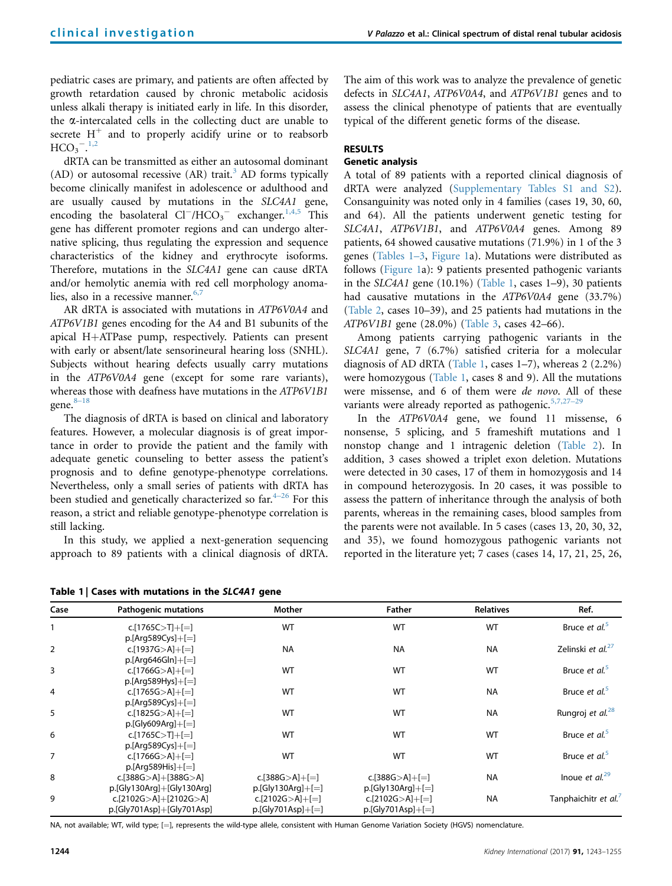pediatric cases are primary, and patients are often affected by growth retardation caused by chronic metabolic acidosis unless alkali therapy is initiated early in life. In this disorder, the α-intercalated cells in the collecting duct are unable to secrete $H^+$ and to properly acidify urine or to reabsorb $HCO_3^-$.[1,2]

dRTA can be transmitted as either an autosomal dominant (AD) or autosomal recessive (AR) trait.[3] AD forms typically become clinically manifest in adolescence or adulthood and are usually caused by mutations in the *SLC4A1* gene, encoding the basolateral $Cl^-/HCO_3^-$ exchanger.[1,4,5] This gene has different promoter regions and can undergo alternative splicing, thus regulating the expression and sequence characteristics of the kidney and erythrocyte isoforms. Therefore, mutations in the *SLC4A1* gene can cause dRTA and/or hemolytic anemia with red cell morphology anomalies, also in a recessive manner.[6,7]

AR dRTA is associated with mutations in *ATP6V0A4* and *ATP6V1B1* genes encoding for the A4 and B1 subunits of the apical H+ATPase pump, respectively. Patients can present with early or absent/late sensorineural hearing loss (SNHL). Subjects without hearing defects usually carry mutations in the *ATP6V0A4* gene (except for some rare variants), whereas those with deafness have mutations in the *ATP6V1B1* gene.[8–18]

The diagnosis of dRTA is based on clinical and laboratory features. However, a molecular diagnosis is of great importance in order to provide the patient and the family with adequate genetic counseling to better assess the patient's prognosis and to define genotype-phenotype correlations. Nevertheless, only a small series of patients with dRTA has been studied and genetically characterized so far.[4–26] For this reason, a strict and reliable genotype-phenotype correlation is still lacking.

In this study, we applied a next-generation sequencing approach to 89 patients with a clinical diagnosis of dRTA. The aim of this work was to analyze the prevalence of genetic defects in *SLC4A1*, *ATP6V0A4*, and *ATP6V1B1* genes and to assess the clinical phenotype of patients that are eventually typical of the different genetic forms of the disease.

## RESULTS

### Genetic analysis

A total of 89 patients with a reported clinical diagnosis of dRTA were analyzed (Supplementary Tables S1 and S2). Consanguinity was noted only in 4 families (cases 19, 30, 60, and 64). All the patients underwent genetic testing for *SLC4A1*, *ATP6V1B1*, and *ATP6V0A4* genes. Among 89 patients, 64 showed causative mutations (71.9%) in 1 of the 3 genes (Tables 1–3, Figure 1a). Mutations were distributed as follows (Figure 1a): 9 patients presented pathogenic variants in the *SLC4A1* gene (10.1%) (Table 1, cases 1–9), 30 patients had causative mutations in the *ATP6V0A4* gene (33.7%) (Table 2, cases 10–39), and 25 patients had mutations in the *ATP6V1B1* gene (28.0%) (Table 3, cases 42–66).

Among patients carrying pathogenic variants in the *SLC4A1* gene, 7 (6.7%) satisfied criteria for a molecular diagnosis of AD dRTA (Table 1, cases 1–7), whereas 2 (2.2%) were homozygous (Table 1, cases 8 and 9). All the mutations were missense, and 6 of them were *de novo*. All of these variants were already reported as pathogenic.[5,7,27–29]

In the *ATP6V0A4* gene, we found 11 missense, 6 nonsense, 5 splicing, and 5 frameshift mutations and 1 nonstop change and 1 intragenic deletion (Table 2). In addition, 3 cases showed a triplet exon deletion. Mutations were detected in 30 cases, 17 of them in homozygosis and 14 in compound heterozygosis. In 20 cases, it was possible to assess the pattern of inheritance through the analysis of both parents, whereas in the remaining cases, blood samples from the parents were not available. In 5 cases (cases 13, 20, 30, 32, and 35), we found homozygous pathogenic variants not reported in the literature yet; 7 cases (cases 14, 17, 21, 25, 26,

**Table 1 | Cases with mutations in the *SLC4A1* gene**

| Case | Pathogenic mutations | Mother | Father | Relatives | Ref. |
|---|---|---|---|---|---|
| 1 | c.[1765C>T]+[=] p.[Arg589Cys]+[=] | WT | WT | WT | Bruce *et al.*[5] |
| 2 | c.[1937G>A]+[=] p.[Arg646Gln]+[=] | NA | NA | NA | Zelinski *et al.*[27] |
| 3 | c.[1766G>A]+[=] p.[Arg589Hys]+[=] | WT | WT | WT | Bruce *et al.*[5] |
| 4 | c.[1765G>A]+[=] p.[Arg589Cys]+[=] | WT | WT | NA | Bruce *et al.*[5] |
| 5 | c.[1825G>A]+[=] p.[Gly609Arg]+[=] | WT | WT | NA | Rungroj *et al.*[28] |
| 6 | c.[1765C>T]+[=] p.[Arg589Cys]+[=] | WT | WT | WT | Bruce *et al.*[5] |
| 7 | c.[1766G>A]+[=] p.[Arg589His]+[=] | WT | WT | WT | Bruce *et al.*[5] |
| 8 | c.[388G>A]+[388G>A] p.[Gly130Arg]+[Gly130Arg] | c.[388G>A]+[=] p.[Gly130Arg]+[=] | c.[388G>A]+[=] p.[Gly130Arg]+[=] | NA | Inoue *et al.*[29] |
| 9 | c.[2102G>A]+[2102G>A] p.[Gly701Asp]+[Gly701Asp] | c.[2102G>A]+[=] p.[Gly701Asp]+[=] | c.[2102G>A]+[=] p.[Gly701Asp]+[=] | NA | Tanphaichitr *et al.*[7] |

NA, not available; WT, wild type; [=], represents the wild-type allele, consistent with Human Genome Variation Society (HGVS) nomenclature.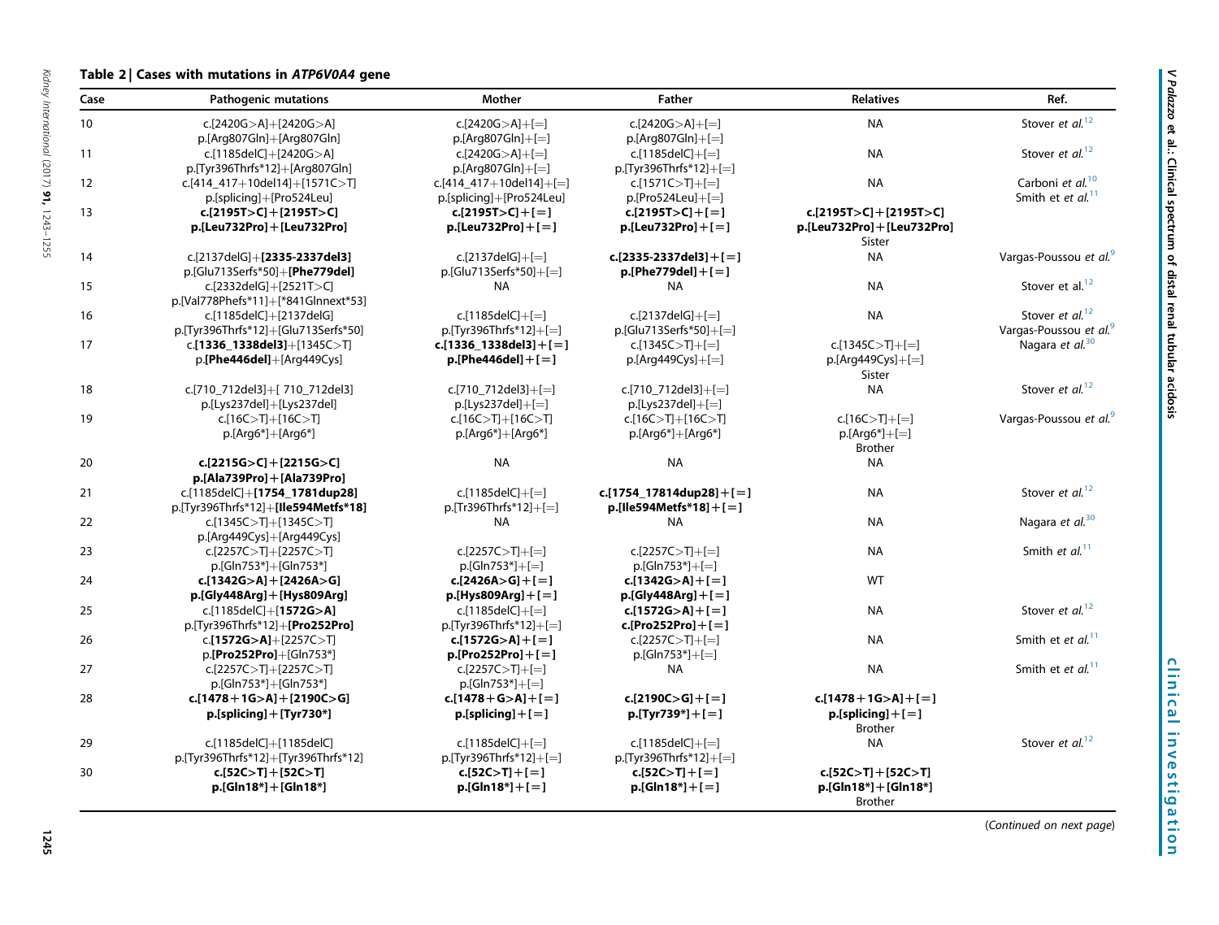**Table 2 | Cases with mutations in *ATP6V0A4* gene**

| Case | Pathogenic mutations | Mother | Father | Relatives | Ref. |
|---|---|---|---|---|---|
| 10 | c.[2420G>A]+[2420G>A] p.[Arg807Gln]+[Arg807Gln] | c.[2420G>A]+[=] p.[Arg807Gln]+[=] | c.[2420G>A]+[=] p.[Arg807Gln]+[=] | NA | Stover *et al.*[12] |
| 11 | c.[1185delC]+[2420G>A] p.[Tyr396Thrfs*12]+[Arg807Gln] | c.[2420G>A]+[=] p.[Arg807Gln]+[=] | c.[1185delC]+[=] p.[Tyr396Thrfs*12]+[=] | NA | Stover *et al.*[12] |
| 12 | c.[414_417+10del14]+[1571C>T] p.[splicing]+[Pro524Leu] | c.[414_417+10del14]+[=] p.[splicing]+[Pro524Leu] | c.[1571C>T]+[=] p.[Pro524Leu]+[=] | NA | Carboni *et al.*[10] Smith et *al.*[11] |
| 13 | **c.[2195T>C]+[2195T>C] p.[Leu732Pro]+[Leu732Pro]** | **c.[2195T>C]+[=] p.[Leu732Pro]+[=]** | **c.[2195T>C]+[=] p.[Leu732Pro]+[=]** | **c.[2195T>C]+[2195T>C] p.[Leu732Pro]+[Leu732Pro]** Sister | |
| 14 | c.[2137delG]+**[2335-2337del3]** p.[Glu713Serfs*50]+**[Phe779del]** | c.[2137delG]+[=] p.[Glu713Serfs*50]+[=] | **c.[2335-2337del3]+[=] p.[Phe779del]+[=]** | NA | Vargas-Poussou *et al.*[9] |
| 15 | c.[2332delG]+[2521T>C] p.[Val778Phefs*11]+[*841Glnnext*53] | NA | NA | NA | Stover et al.[12] |
| 16 | c.[1185delC]+[2137delG] p.[Tyr396Thrfs*12]+[Glu713Serfs*50] | c.[1185delC]+[=] p.[Tyr396Thrfs*12]+[=] | c.[2137delG]+[=] p.[Glu713Serfs*50]+[=] | NA | Stover *et al.*[12] Vargas-Poussou *et al.*[9] |
| 17 | c.**[1336_1338del3]**+[1345C>T] p.**[Phe446del]**+[Arg449Cys] | **c.[1336_1338del3]+[=] p.[Phe446del]+[=]** | c.[1345C>T]+[=] p.[Arg449Cys]+[=] | c.[1345C>T]+[=] p.[Arg449Cys]+[=] Sister | Nagara *et al.*[30] |
| 18 | c.[710_712del3]+[ 710_712del3] p.[Lys237del]+[Lys237del] | c.[710_712del3]+[=] p.[Lys237del]+[=] | c.[710_712del3]+[=] p.[Lys237del]+[=] | NA | Stover *et al.*[12] |
| 19 | c.[16C>T]+[16C>T] p.[Arg6*]+[Arg6*] | c.[16C>T]+[16C>T] p.[Arg6*]+[Arg6*] | c.[16C>T]+[16C>T] p.[Arg6*]+[Arg6*] | c.[16C>T]+[=] p.[Arg6*]+[=] Brother | Vargas-Poussou *et al.*[9] |
| 20 | **c.[2215G>C]+[2215G>C] p.[Ala739Pro]+[Ala739Pro]** | NA | NA | NA | |
| 21 | c.[1185delC]+**[1754_1781dup28]** p.[Tyr396Thrfs*12]+**[Ile594Metfs*18]** | c.[1185delC]+[=] p.[Tr396Thrfs*12]+[=] | **c.[1754_17814dup28]+[=] p.[Ile594Metfs*18]+[=]** | NA | Stover *et al.*[12] |
| 22 | c.[1345C>T]+[1345C>T] p.[Arg449Cys]+[Arg449Cys] | NA | NA | NA | Nagara *et al.*[30] |
| 23 | c.[2257C>T]+[2257C>T] p.[Gln753*]+[Gln753*] | c.[2257C>T]+[=] p.[Gln753*]+[=] | c.[2257C>T]+[=] p.[Gln753*]+[=] | NA | Smith *et al.*[11] |
| 24 | **c.[1342G>A]+[2426A>G] p.[Gly448Arg]+[Hys809Arg]** | **c.[2426A>G]+[=] p.[Hys809Arg]+[=]** | **c.[1342G>A]+[=] p.[Gly448Arg]+[=]** | WT | |
| 25 | c.[1185delC]+**[1572G>A]** p.[Tyr396Thrfs*12]+**[Pro252Pro]** | c.[1185delC]+[=] p.[Tyr396Thrfs*12]+[=] | **c.[1572G>A]+[=] c.[Pro252Pro]+[=]** | NA | Stover *et al.*[12] |
| 26 | c.**[1572G>A]**+[2257C>T] p.**[Pro252Pro]**+[Gln753*] | **c.[1572G>A]+[=] p.[Pro252Pro]+[=]** | c.[2257C>T]+[=] p.[Gln753*]+[=] | NA | Smith et *al.*[11] |
| 27 | c.[2257C>T]+[2257C>T] p.[Gln753*]+[Gln753*] | c.[2257C>T]+[=] p.[Gln753*]+[=] | NA | NA | Smith et *al.*[11] |
| 28 | **c.[1478+1G>A]+[2190C>G] p.[splicing]+[Tyr730*]** | **c.[1478+G>A]+[=] p.[splicing]+[=]** | **c.[2190C>G]+[=] p.[Tyr739*]+[=]** | **c.[1478+1G>A]+[=] p.[splicing]+[=]** Brother | |
| 29 | c.[1185delC]+[1185delC] p.[Tyr396Thrfs*12]+[Tyr396Thrfs*12] | c.[1185delC]+[=] p.[Tyr396Thrfs*12]+[=] | c.[1185delC]+[=] p.[Tyr396Thrfs*12]+[=] | NA | Stover *et al.*[12] |
| 30 | **c.[52C>T]+[52C>T] p.[Gln18*]+[Gln18*]** | **c.[52C>T]+[=] p.[Gln18*]+[=]** | **c.[52C>T]+[=] p.[Gln18*]+[=]** | **c.[52C>T]+[52C>T] p.[Gln18*]+[Gln18*]** Brother | |

(*Continued on next page*)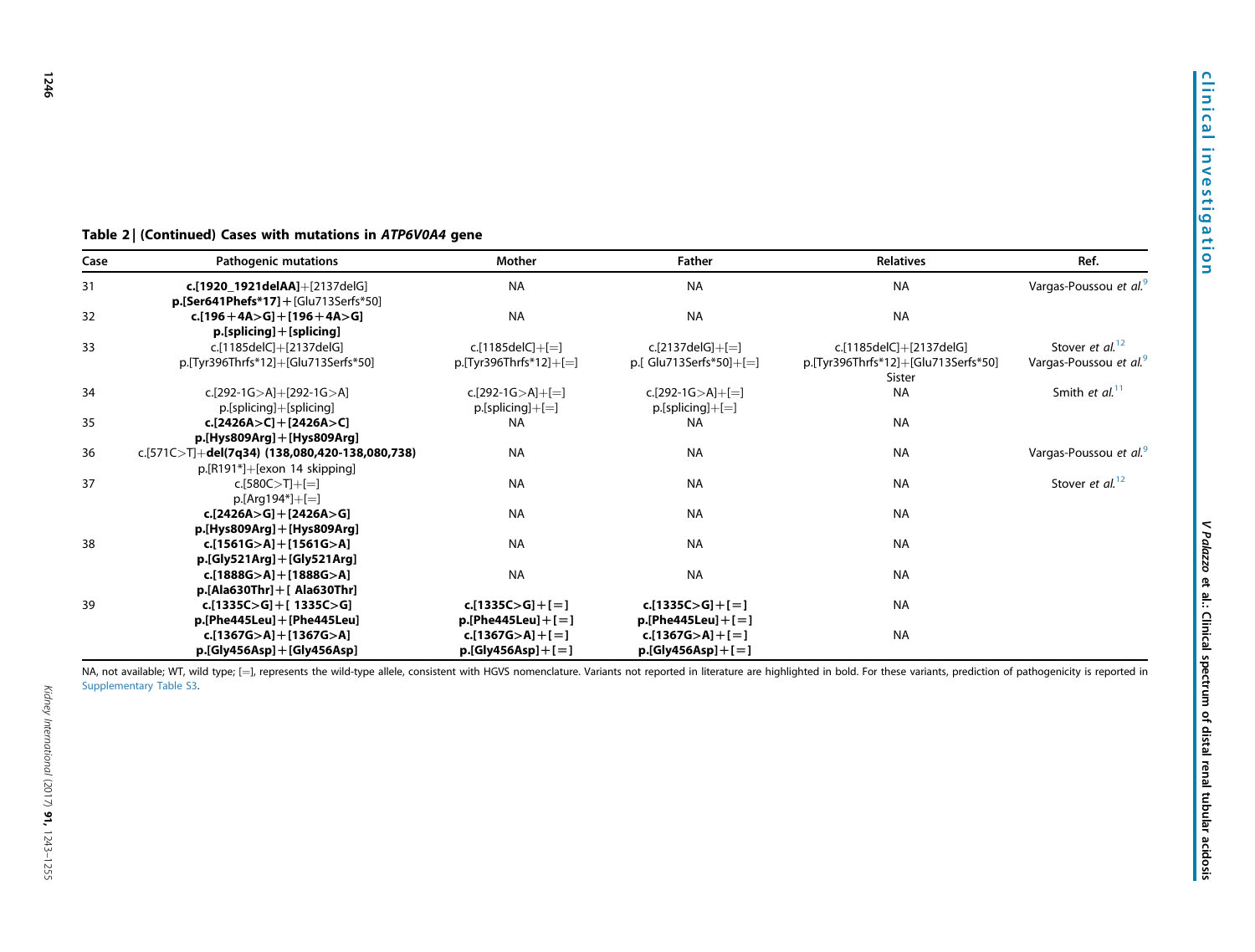**Table 2 | (Continued) Cases with mutations in *ATP6V0A4* gene**

| Case | Pathogenic mutations | Mother | Father | Relatives | Ref. |
|---|---|---|---|---|---|
| 31 | **c.[1920_1921delAA]**+[2137delG] **p.[Ser641Phefs*17]**+[Glu713Serfs*50] | NA | NA | NA | Vargas-Poussou *et al.*[9] |
| 32 | **c.[196+4A>G]+[196+4A>G] p.[splicing]+[splicing]** | NA | NA | NA | |
| 33 | c.[1185delC]+[2137delG] p.[Tyr396Thrfs*12]+[Glu713Serfs*50] | c.[1185delC]+[=] p.[Tyr396Thrfs*12]+[=] | c.[2137delG]+[=] p.[ Glu713Serfs*50]+[=] | c.[1185delC]+[2137delG] p.[Tyr396Thrfs*12]+[Glu713Serfs*50] Sister | Stover *et al.*[12] Vargas-Poussou *et al.*[9] |
| 34 | c.[292-1G>A]+[292-1G>A] p.[splicing]+[splicing] | c.[292-1G>A]+[=] p.[splicing]+[=] | c.[292-1G>A]+[=] p.[splicing]+[=] | NA | Smith *et al.*[11] |
| 35 | **c.[2426A>C]+[2426A>C] p.[Hys809Arg]+[Hys809Arg]** | NA | NA | NA | |
| 36 | c.[571C>T]+**del(7q34) (138,080,420-138,080,738)** p.[R191*]+[exon 14 skipping] | NA | NA | NA | Vargas-Poussou *et al.*[9] |
| 37 | c.[580C>T]+[=] p.[Arg194*]+[=] | NA | NA | NA | Stover *et al.*[12] |
| | **c.[2426A>G]+[2426A>G] p.[Hys809Arg]+[Hys809Arg]** | NA | NA | NA | |
| 38 | **c.[1561G>A]+[1561G>A] p.[Gly521Arg]+[Gly521Arg]** | NA | NA | NA | |
| | **c.[1888G>A]+[1888G>A] p.[Ala630Thr]+[ Ala630Thr]** | NA | NA | NA | |
| 39 | **c.[1335C>G]+[ 1335C>G] p.[Phe445Leu]+[Phe445Leu]** | **c.[1335C>G]+[=] p.[Phe445Leu]+[=]** | **c.[1335C>G]+[=] p.[Phe445Leu]+[=]** | NA | |
| | **c.[1367G>A]+[1367G>A] p.[Gly456Asp]+[Gly456Asp]** | **c.[1367G>A]+[=] p.[Gly456Asp]+[=]** | **c.[1367G>A]+[=] p.[Gly456Asp]+[=]** | NA | |

NA, not available; WT, wild type; [=], represents the wild-type allele, consistent with HGVS nomenclature. Variants not reported in literature are highlighted in bold. For these variants, prediction of pathogenicity is reported in Supplementary Table S3.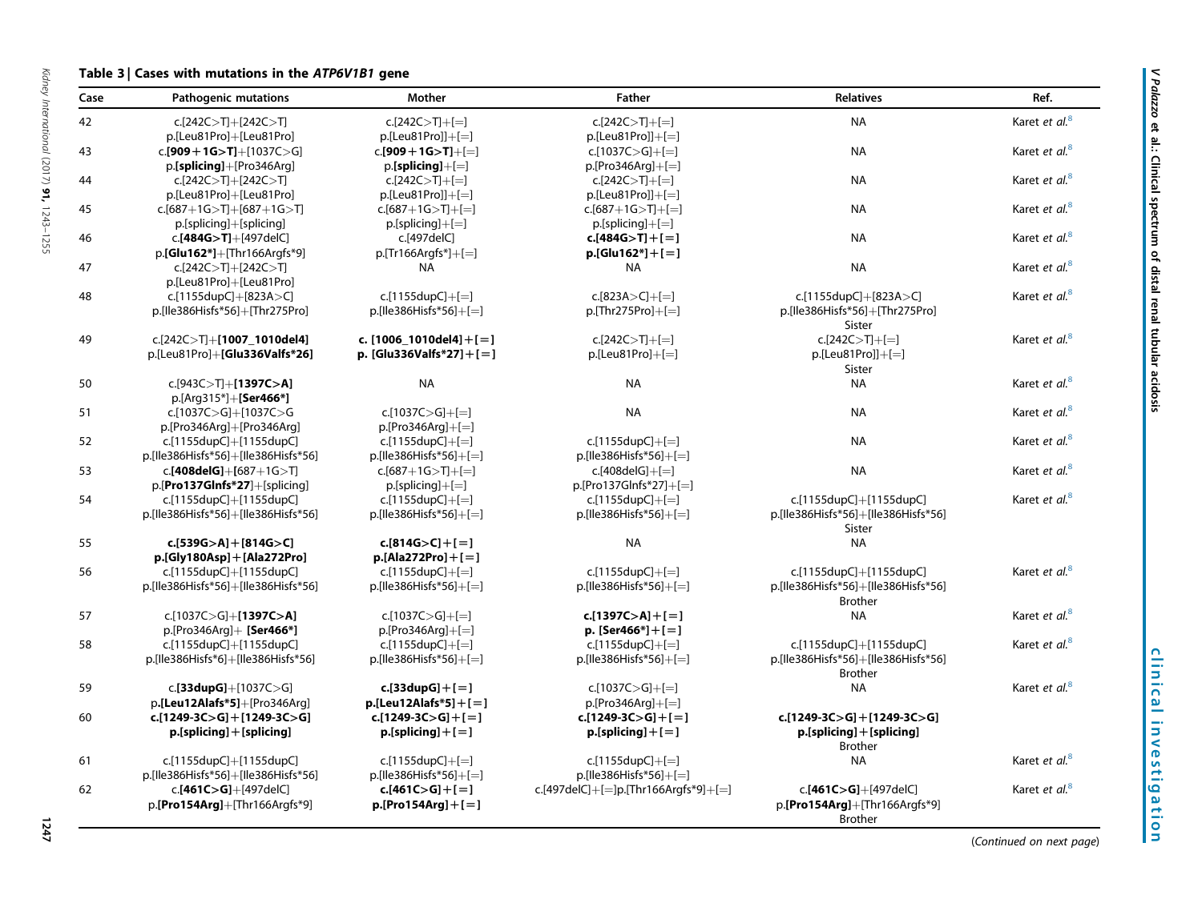**Table 3 | Cases with mutations in the *ATP6V1B1* gene**

| Case | Pathogenic mutations | Mother | Father | Relatives | Ref. |
|---|---|---|---|---|---|
| 42 | c.[242C>T]+[242C>T] p.[Leu81Pro]+[Leu81Pro] | c.[242C>T]+[=] p.[Leu81Pro]]+[=] | c.[242C>T]+[=] p.[Leu81Pro]]+[=] | NA | Karet *et al.*[8] |
| 43 | c.**[909+1G>T]**+[1037C>G] p.**[splicing]**+[Pro346Arg] | c.**[909+1G>T]**+[=] p.**[splicing]**+[=] | c.[1037C>G]+[=] p.[Pro346Arg]+[=] | NA | Karet *et al.*[8] |
| 44 | c.[242C>T]+[242C>T] p.[Leu81Pro]+[Leu81Pro] | c.[242C>T]+[=] p.[Leu81Pro]]+[=] | c.[242C>T]+[=] p.[Leu81Pro]]+[=] | NA | Karet *et al.*[8] |
| 45 | c.[687+1G>T]+[687+1G>T] p.[splicing]+[splicing] | c.[687+1G>T]+[=] p.[splicing]+[=] | c.[687+1G>T]+[=] p.[splicing]+[=] | NA | Karet *et al.*[8] |
| 46 | c.**[484G>T]**+[497delC] p.**[Glu162*]**+[Thr166Argfs*9] | c.[497delC] p.[Tr166Argfs*]+[=] | **c.[484G>T]+[=] p.[Glu162*]+[=]** | NA | Karet *et al.*[8] |
| 47 | c.[242C>T]+[242C>T] p.[Leu81Pro]+[Leu81Pro] | NA | NA | NA | Karet *et al.*[8] |
| 48 | c.[1155dupC]+[823A>C] p.[Ile386Hisfs*56]+[Thr275Pro] | c.[1155dupC]+[=] p.[Ile386Hisfs*56]+[=] | c.[823A>C]+[=] p.[Thr275Pro]+[=] | c.[1155dupC]+[823A>C] p.[Ile386Hisfs*56]+[Thr275Pro] Sister | Karet *et al.*[8] |
| 49 | c.[242C>T]+**[1007_1010del4]** p.[Leu81Pro]+**[Glu336Valfs*26]** | **c. [1006_1010del4]+[=] p. [Glu336Valfs*27]+[=]** | c.[242C>T]+[=] p.[Leu81Pro]+[=] | c.[242C>T]+[=] p.[Leu81Pro]]+[=] Sister | Karet *et al.*[8] |
| 50 | c.[943C>T]+**[1397C>A]** p.[Arg315*]+**[Ser466*]** | NA | NA | NA | Karet *et al.*[8] |
| 51 | c.[1037C>G]+[1037C>G p.[Pro346Arg]+[Pro346Arg] | c.[1037C>G]+[=] p.[Pro346Arg]+[=] | NA | NA | Karet *et al.*[8] |
| 52 | c.[1155dupC]+[1155dupC] p.[Ile386Hisfs*56]+[Ile386Hisfs*56] | c.[1155dupC]+[=] p.[Ile386Hisfs*56]+[=] | c.[1155dupC]+[=] p.[Ile386Hisfs*56]+[=] | NA | Karet *et al.*[8] |
| 53 | c.**[408delG]**+[687+1G>T] p.**[Pro137Glnfs*27]**+[splicing] | c.[687+1G>T]+[=] p.[splicing]+[=] | c.[408delG]+[=] p.[Pro137Glnfs*27]+[=] | NA | Karet *et al.*[8] |
| 54 | c.[1155dupC]+[1155dupC] p.[Ile386Hisfs*56]+[Ile386Hisfs*56] | c.[1155dupC]+[=] p.[Ile386Hisfs*56]+[=] | c.[1155dupC]+[=] p.[Ile386Hisfs*56]+[=] | c.[1155dupC]+[1155dupC] p.[Ile386Hisfs*56]+[Ile386Hisfs*56] Sister | Karet *et al.*[8] |
| 55 | **c.[539G>A]+[814G>C] p.[Gly180Asp]+[Ala272Pro]** | **c.[814G>C]+[=] p.[Ala272Pro]+[=]** | NA | NA | |
| 56 | c.[1155dupC]+[1155dupC] p.[Ile386Hisfs*56]+[Ile386Hisfs*56] | c.[1155dupC]+[=] p.[Ile386Hisfs*56]+[=] | c.[1155dupC]+[=] p.[Ile386Hisfs*56]+[=] | c.[1155dupC]+[1155dupC] p.[Ile386Hisfs*56]+[Ile386Hisfs*56] Brother | Karet *et al.*[8] |
| 57 | c.[1037C>G]+**[1397C>A]** p.[Pro346Arg]+ **[Ser466*]** | c.[1037C>G]+[=] p.[Pro346Arg]+[=] | **c.[1397C>A]+[=] p. [Ser466*]+[=]** | NA | Karet *et al.*[8] |
| 58 | c.[1155dupC]+[1155dupC] p.[Ile386Hisfs*6]+[Ile386Hisfs*56] | c.[1155dupC]+[=] p.[Ile386Hisfs*56]+[=] | c.[1155dupC]+[=] p.[Ile386Hisfs*56]+[=] | c.[1155dupC]+[1155dupC] p.[Ile386Hisfs*56]+[Ile386Hisfs*56] Brother | Karet *et al.*[8] |
| 59 | c.**[33dupG]**+[1037C>G] p.**[Leu12Alafs*5]**+[Pro346Arg] | **c.[33dupG]+[=] p.[Leu12Alafs*5]+[=]** | c.[1037C>G]+[=] p.[Pro346Arg]+[=] | NA | Karet *et al.*[8] |
| 60 | **c.[1249-3C>G]+[1249-3C>G] p.[splicing]+[splicing]** | **c.[1249-3C>G]+[=] p.[splicing]+[=]** | **c.[1249-3C>G]+[=] p.[splicing]+[=]** | **c.[1249-3C>G]+[1249-3C>G] p.[splicing]+[splicing]** Brother | |
| 61 | c.[1155dupC]+[1155dupC] p.[Ile386Hisfs*56]+[Ile386Hisfs*56] | c.[1155dupC]+[=] p.[Ile386Hisfs*56]+[=] | c.[1155dupC]+[=] p.[Ile386Hisfs*56]+[=] | NA | Karet *et al.*[8] |
| 62 | c.**[461C>G]**+[497delC] p.**[Pro154Arg]**+[Thr166Argfs*9] | **c.[461C>G]+[=] p.[Pro154Arg]+[=]** | c.[497delC]+[=]p.[Thr166Argfs*9]+[=] | c.**[461C>G]**+[497delC] p.**[Pro154Arg]**+[Thr166Argfs*9] Brother | Karet *et al.*[8] |

(*Continued on next page*)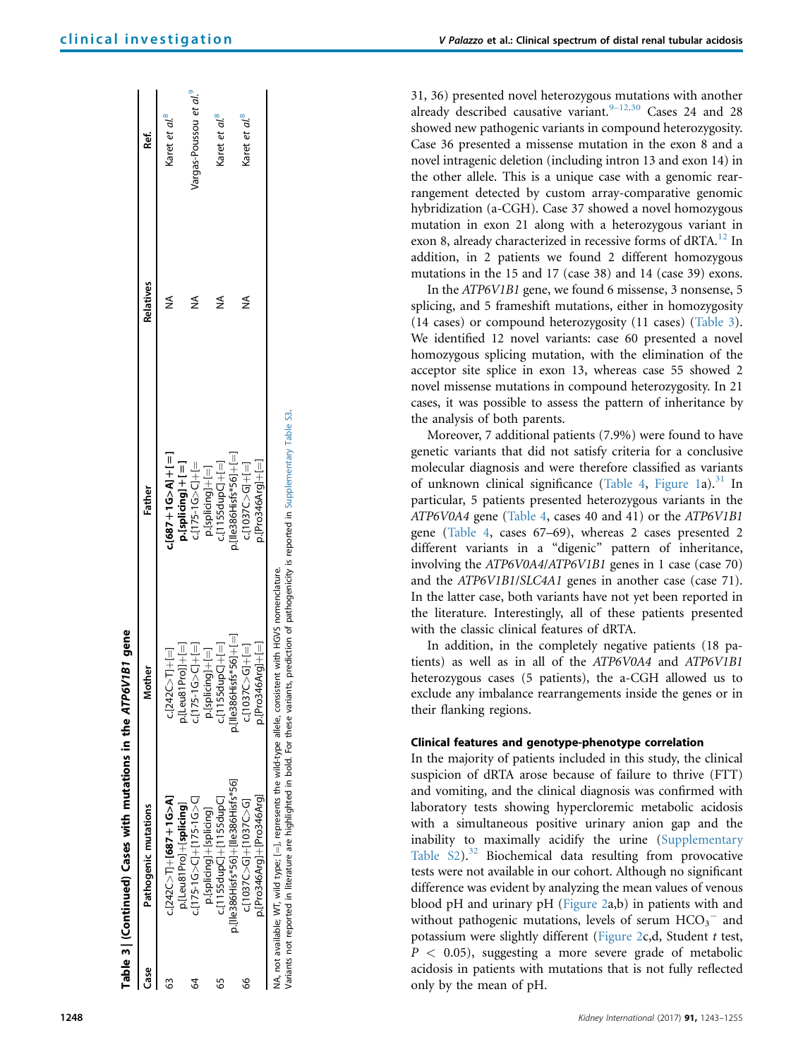**Table 3 | (Continued) Cases with mutations in the *ATP6V1B1* gene**

| Case | Pathogenic mutations | Mother | Father | Relatives | Ref. |
|---|---|---|---|---|---|
| 63 | c.[242C>T]+**[687+1G>A]** p.[Leu81Pro]+**[splicing]** | c.[242C>T]+[=] p.[Leu81Pro]+[=] | **c.[687+1G>A]+[=] p.[splicing]+[=]** | NA | Karet et al.[8] |
| 64 | c.[175-1G>C]+[175-1G>C] p.[splicing]+[splicing] | c.[175-1G>C]+[=] p.[splicing]+[=] | c.[175-1G>C]+[= p.[splicing]+[=] | NA | Vargas-Poussou et al.[9] |
| 65 | c.[1155dupC]+[1155dupC] p.[Ile386Hisfs*56]+[Ile386Hisfs*56] | c.[1155dupC]+[=] p.[Ile386Hisfs*56]+[=] | c.[1155dupC]+[=] p.[Ile386Hisfs*56]+[=] | NA | Karet et al.[8] |
| 66 | c.[1037C>G]+[1037C>G] p.[Pro346Arg]+[Pro346Arg] | c.[1037C>G]+[=] p.[Pro346Arg]+[=] | c.[1037C>G]+[=] p.[Pro346Arg]+[=] | NA | Karet et al.[8] |

NA, not available; WT, wild type; [=], represents the wild-type allele, consistent with HGVS nomenclature.
Variants not reported in literature are highlighted in bold. For these variants, prediction of pathogenicity is reported in Supplementary Table S3.

31, 36) presented novel heterozygous mutations with another already described causative variant.[9–12,30] Cases 24 and 28 showed new pathogenic variants in compound heterozygosity. Case 36 presented a missense mutation in the exon 8 and a novel intragenic deletion (including intron 13 and exon 14) in the other allele. This is a unique case with a genomic rearrangement detected by custom array-comparative genomic hybridization (a-CGH). Case 37 showed a novel homozygous mutation in exon 21 along with a heterozygous variant in exon 8, already characterized in recessive forms of dRTA.[12] In addition, in 2 patients we found 2 different homozygous mutations in the 15 and 17 (case 38) and 14 (case 39) exons.

In the *ATP6V1B1* gene, we found 6 missense, 3 nonsense, 5 splicing, and 5 frameshift mutations, either in homozygosity (14 cases) or compound heterozygosity (11 cases) (Table 3). We identified 12 novel variants: case 60 presented a novel homozygous splicing mutation, with the elimination of the acceptor site splice in exon 13, whereas case 55 showed 2 novel missense mutations in compound heterozygosity. In 21 cases, it was possible to assess the pattern of inheritance by the analysis of both parents.

Moreover, 7 additional patients (7.9%) were found to have genetic variants that did not satisfy criteria for a conclusive molecular diagnosis and were therefore classified as variants of unknown clinical significance (Table 4, Figure 1a).[31] In particular, 5 patients presented heterozygous variants in the *ATP6V0A4* gene (Table 4, cases 40 and 41) or the *ATP6V1B1* gene (Table 4, cases 67–69), whereas 2 cases presented 2 different variants in a "digenic" pattern of inheritance, involving the *ATP6V0A4/ATP6V1B1* genes in 1 case (case 70) and the *ATP6V1B1/SLC4A1* genes in another case (case 71). In the latter case, both variants have not yet been reported in the literature. Interestingly, all of these patients presented with the classic clinical features of dRTA.

In addition, in the completely negative patients (18 patients) as well as in all of the *ATP6V0A4* and *ATP6V1B1* heterozygous cases (5 patients), the a-CGH allowed us to exclude any imbalance rearrangements inside the genes or in their flanking regions.

### Clinical features and genotype-phenotype correlation

In the majority of patients included in this study, the clinical suspicion of dRTA arose because of failure to thrive (FTT) and vomiting, and the clinical diagnosis was confirmed with laboratory tests showing hypercloremic metabolic acidosis with a simultaneous positive urinary anion gap and the inability to maximally acidify the urine (Supplementary Table S2).[32] Biochemical data resulting from provocative tests were not available in our cohort. Although no significant difference was evident by analyzing the mean values of venous blood pH and urinary pH (Figure 2a,b) in patients with and without pathogenic mutations, levels of serum $HCO_3^-$ and potassium were slightly different (Figure 2c,d, Student *t* test, $P < 0.05$), suggesting a more severe grade of metabolic acidosis in patients with mutations that is not fully reflected only by the mean of pH.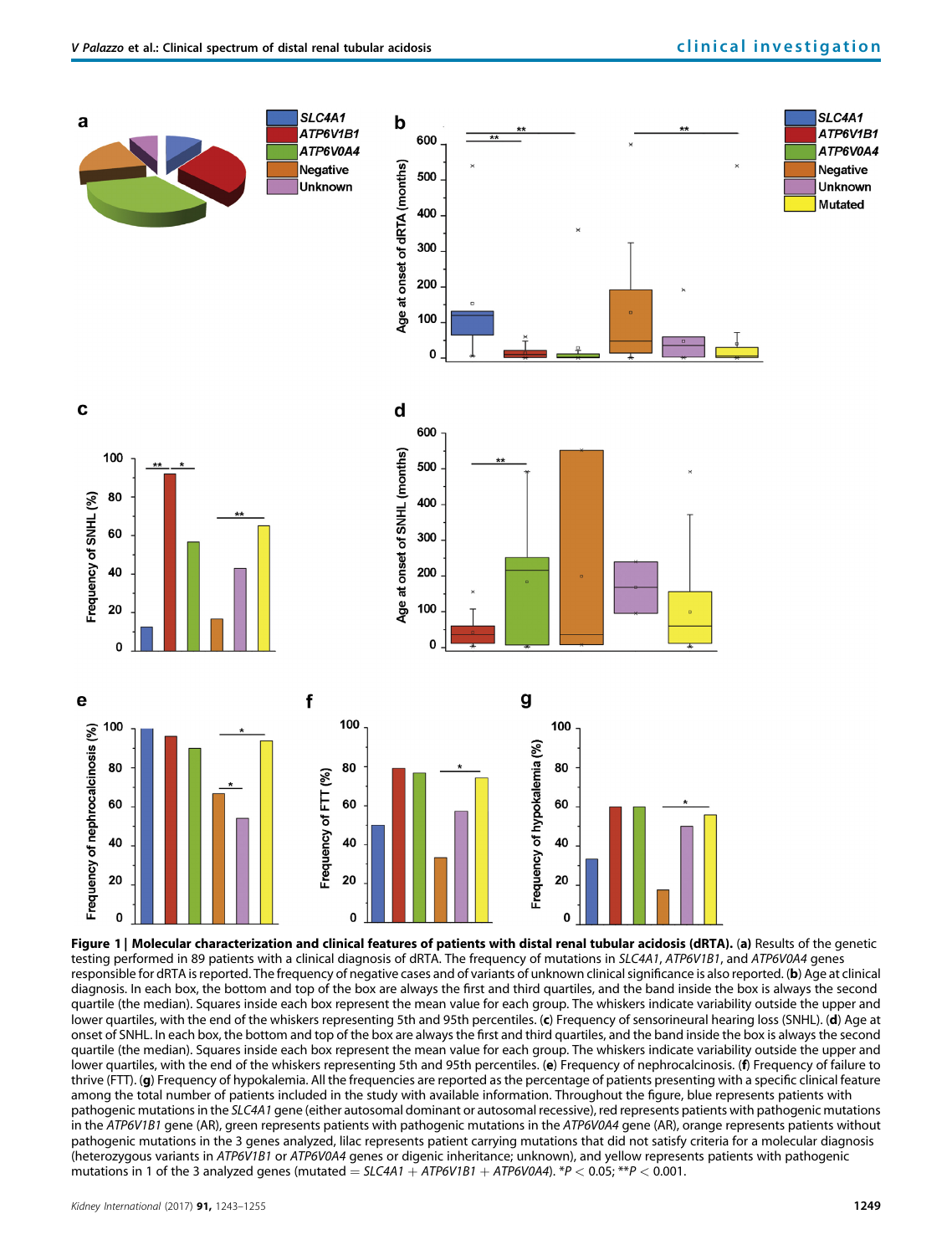a

SLC4A1
ATP6V1B1
ATP6V0A4
Negative
Unknown

b

Age at onset of dRTA (months)

600
500
400
300
200
100
0

**
**
**

SLC4A1
ATP6V1B1
ATP6V0A4
Negative
Unknown
Mutated

c

Frequency of SNHL (%)

100
80
60
40
20
0

**
*
**

d

Age at onset of SNHL (months)

600
500
400
300
200
100
0

**

e

Frequency of nephrocalcinosis (%)

100
80
60
40
20
0

*
*

f

Frequency of FTT (%)

100
80
60
40
20
0

*

g

Frequency of hypokalemia (%)

100
80
60
40
20
0

*

**Figure 1 | Molecular characterization and clinical features of patients with distal renal tubular acidosis (dRTA).** (**a**) Results of the genetic testing performed in 89 patients with a clinical diagnosis of dRTA. The frequency of mutations in *SLC4A1*, *ATP6V1B1*, and *ATP6V0A4* genes responsible for dRTA is reported. The frequency of negative cases and of variants of unknown clinical significance is also reported. (**b**) Age at clinical diagnosis. In each box, the bottom and top of the box are always the first and third quartiles, and the band inside the box is always the second quartile (the median). Squares inside each box represent the mean value for each group. The whiskers indicate variability outside the upper and lower quartiles, with the end of the whiskers representing 5th and 95th percentiles. (**c**) Frequency of sensorineural hearing loss (SNHL). (**d**) Age at onset of SNHL. In each box, the bottom and top of the box are always the first and third quartiles, and the band inside the box is always the second quartile (the median). Squares inside each box represent the mean value for each group. The whiskers indicate variability outside the upper and lower quartiles, with the end of the whiskers representing 5th and 95th percentiles. (**e**) Frequency of nephrocalcinosis. (**f**) Frequency of failure to thrive (FTT). (**g**) Frequency of hypokalemia. All the frequencies are reported as the percentage of patients presenting with a specific clinical feature among the total number of patients included in the study with available information. Throughout the figure, blue represents patients with pathogenic mutations in the *SLC4A1* gene (either autosomal dominant or autosomal recessive), red represents patients with pathogenic mutations in the *ATP6V1B1* gene (AR), green represents patients with pathogenic mutations in the *ATP6V0A4* gene (AR), orange represents patients without pathogenic mutations in the 3 genes analyzed, lilac represents patient carrying mutations that did not satisfy criteria for a molecular diagnosis (heterozygous variants in *ATP6V1B1* or *ATP6V0A4* genes or digenic inheritance; unknown), and yellow represents patients with pathogenic mutations in 1 of the 3 analyzed genes (mutated = *SLC4A1* + *ATP6V1B1* + *ATP6V0A4*). *$P < 0.05$; **$P < 0.001$.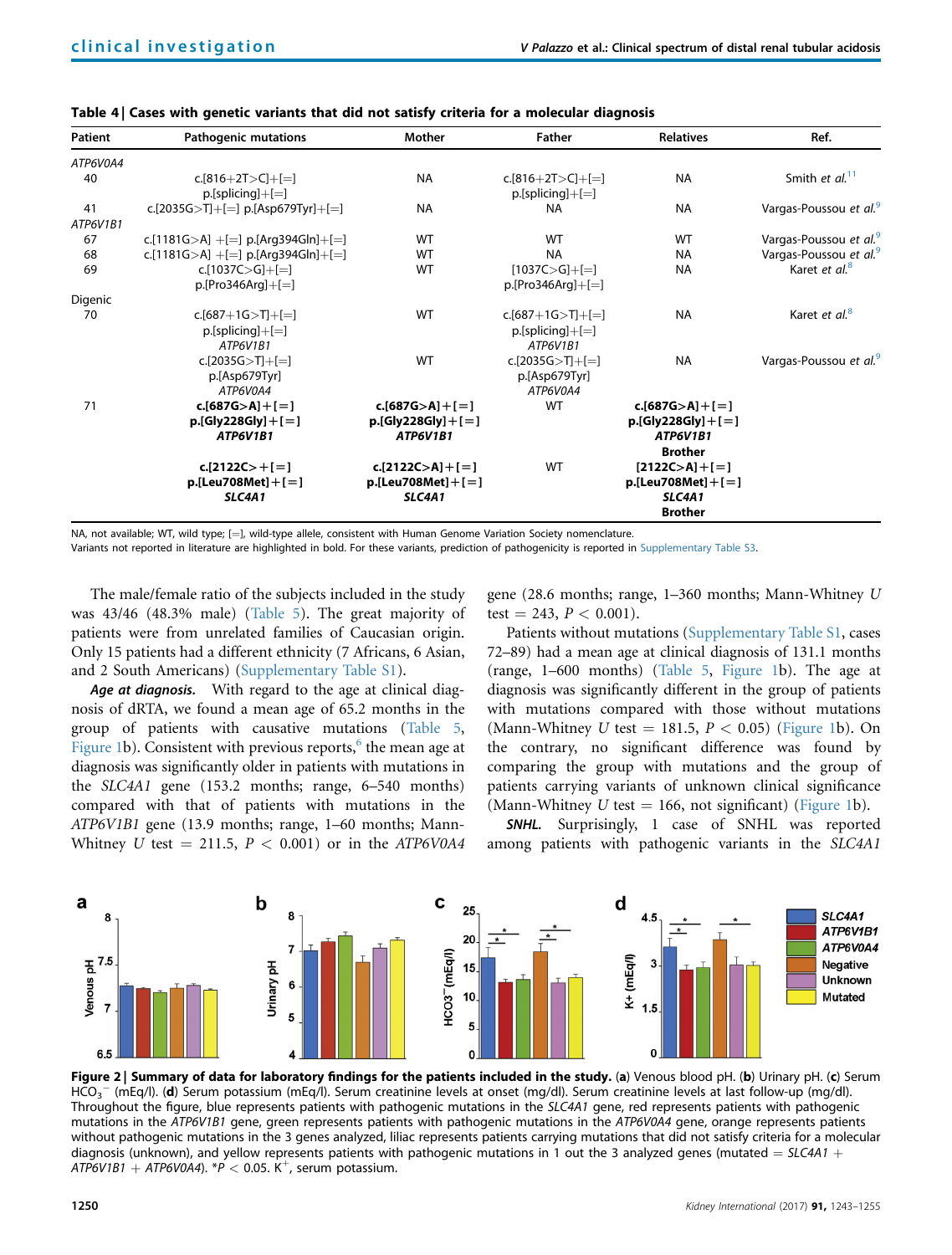**Table 4 | Cases with genetic variants that did not satisfy criteria for a molecular diagnosis**

| Patient | Pathogenic mutations | Mother | Father | Relatives | Ref. |
|---|---|---|---|---|---|
| *ATP6V0A4* | | | | | |
| 40 | c.[816+2T>C]+[=] p.[splicing]+[=] | NA | c.[816+2T>C]+[=] p.[splicing]+[=] | NA | Smith *et al.*[11] |
| 41 | c.[2035G>T]+[=] p.[Asp679Tyr]+[=] | NA | NA | NA | Vargas-Poussou *et al.*[9] |
| *ATP6V1B1* | | | | | |
| 67 | c.[1181G>A] +[=] p.[Arg394Gln]+[=] | WT | WT | WT | Vargas-Poussou *et al.*[9] |
| 68 | c.[1181G>A] +[=] p.[Arg394Gln]+[=] | WT | NA | NA | Vargas-Poussou *et al.*[9] |
| 69 | c.[1037C>G]+[=] p.[Pro346Arg]+[=] | WT | [1037C>G]+[=] p.[Pro346Arg]+[=] | NA | Karet *et al.*[8] |
| Digenic | | | | | |
| 70 | c.[687+1G>T]+[=] p.[splicing]+[=] *ATP6V1B1* | WT | c.[687+1G>T]+[=] p.[splicing]+[=] *ATP6V1B1* | NA | Karet *et al.*[8] |
| | c.[2035G>T]+[=] p.[Asp679Tyr] *ATP6V0A4* | WT | c.[2035G>T]+[=] p.[Asp679Tyr] *ATP6V0A4* | NA | Vargas-Poussou *et al.*[9] |
| 71 | **c.[687G>A]+[=] p.[Gly228Gly]+[=] *ATP6V1B1*** | **c.[687G>A]+[=] p.[Gly228Gly]+[=] *ATP6V1B1*** | WT | **c.[687G>A]+[=] p.[Gly228Gly]+[=] *ATP6V1B1* Brother** | |
| | **c.[2122C>+[=] p.[Leu708Met]+[=] *SLC4A1*** | **c.[2122C>A]+[=] p.[Leu708Met]+[=] *SLC4A1*** | WT | **[2122C>A]+[=] p.[Leu708Met]+[=] *SLC4A1* Brother** | |

NA, not available; WT, wild type; [=], wild-type allele, consistent with Human Genome Variation Society nomenclature.
Variants not reported in literature are highlighted in bold. For these variants, prediction of pathogenicity is reported in Supplementary Table S3.

The male/female ratio of the subjects included in the study was 43/46 (48.3% male) (Table 5). The great majority of patients were from unrelated families of Caucasian origin. Only 15 patients had a different ethnicity (7 Africans, 6 Asian, and 2 South Americans) (Supplementary Table S1).

***Age at diagnosis.*** With regard to the age at clinical diagnosis of dRTA, we found a mean age of 65.2 months in the group of patients with causative mutations (Table 5, Figure 1b). Consistent with previous reports,[6] the mean age at diagnosis was significantly older in patients with mutations in the *SLC4A1* gene (153.2 months; range, 6–540 months) compared with that of patients with mutations in the *ATP6V1B1* gene (13.9 months; range, 1–60 months; Mann-Whitney $U$ test = 211.5, $P < 0.001$) or in the *ATP6V0A4* gene (28.6 months; range, 1–360 months; Mann-Whitney $U$ test = 243, $P < 0.001$).

Patients without mutations (Supplementary Table S1, cases 72–89) had a mean age at clinical diagnosis of 131.1 months (range, 1–600 months) (Table 5, Figure 1b). The age at diagnosis was significantly different in the group of patients with mutations compared with those without mutations (Mann-Whitney $U$ test = 181.5, $P < 0.05$) (Figure 1b). On the contrary, no significant difference was found by comparing the group with mutations and the group of patients carrying variants of unknown clinical significance (Mann-Whitney $U$ test = 166, not significant) (Figure 1b).

***SNHL.*** Surprisingly, 1 case of SNHL was reported among patients with pathogenic variants in the *SLC4A1*

a
Venous pH
8
7.5
7
6.5

b
Urinary pH
8
7
6
5
4

c
HCO3⁻ (mEq/l)
25
20
15
10
5
0
*
*
*
*

d
K+ (mEq/l)
4.5
3
1.5
0
*
*
*

SLC4A1
ATP6V1B1
ATP6V0A4
Negative
Unknown
Mutated

**Figure 2 | Summary of data for laboratory findings for the patients included in the study.** (a) Venous blood pH. (b) Urinary pH. (c) Serum $HCO_3^-$ (mEq/l). (d) Serum potassium (mEq/l). Serum creatinine levels at onset (mg/dl). Serum creatinine levels at last follow-up (mg/dl). Throughout the figure, blue represents patients with pathogenic mutations in the *SLC4A1* gene, red represents patients with pathogenic mutations in the *ATP6V1B1* gene, green represents patients with pathogenic mutations in the *ATP6V0A4* gene, orange represents patients without pathogenic mutations in the 3 genes analyzed, liliac represents patients carrying mutations that did not satisfy criteria for a molecular diagnosis (unknown), and yellow represents patients with pathogenic mutations in 1 out the 3 analyzed genes (mutated = *SLC4A1* + *ATP6V1B1* + *ATP6V0A4*). *$P < 0.05$. $K^+$, serum potassium.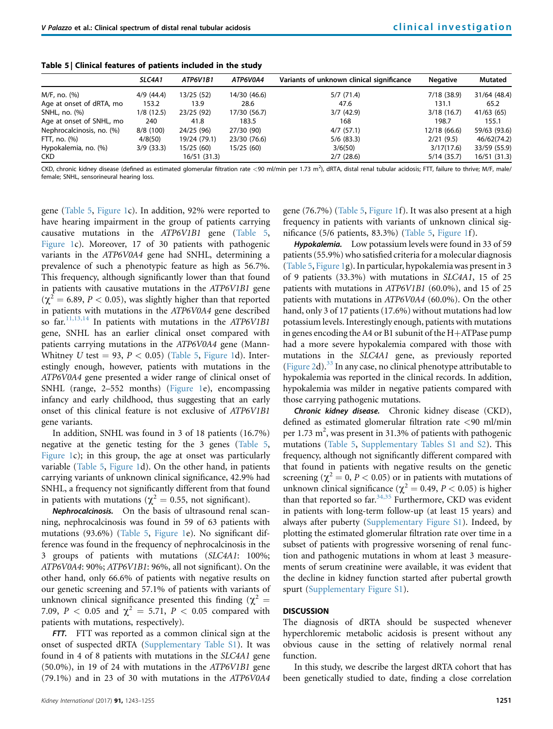**Table 5 | Clinical features of patients included in the study**

| | *SLC4A1* | *ATP6V1B1* | *ATP6V0A4* | Variants of unknown clinical significance | Negative | Mutated |
|---|---|---|---|---|---|---|
| M/F, no. (%) | 4/9 (44.4) | 13/25 (52) | 14/30 (46.6) | 5/7 (71.4) | 7/18 (38.9) | 31/64 (48.4) |
| Age at onset of dRTA, mo | 153.2 | 13.9 | 28.6 | 47.6 | 131.1 | 65.2 |
| SNHL, no. (%) | 1/8 (12.5) | 23/25 (92) | 17/30 (56.7) | 3/7 (42.9) | 3/18 (16.7) | 41/63 (65) |
| Age at onset of SNHL, mo | 240 | 41.8 | 183.5 | 168 | 198.7 | 155.1 |
| Nephrocalcinosis, no. (%) | 8/8 (100) | 24/25 (96) | 27/30 (90) | 4/7 (57.1) | 12/18 (66.6) | 59/63 (93.6) |
| FTT, no. (%) | 4/8(50) | 19/24 (79.1) | 23/30 (76.6) | 5/6 (83.3) | 2/21 (9.5) | 46/62(74.2) |
| Hypokalemia, no. (%) | 3/9 (33.3) | 15/25 (60) | 15/25 (60) | 3/6(50) | 3/17(17.6) | 33/59 (55.9) |
| CKD | | 16/51 (31.3) | | 2/7 (28.6) | 5/14 (35.7) | 16/51 (31.3) |

CKD, chronic kidney disease (defined as estimated glomerular filtration rate <90 ml/min per 1.73 m$^2$), dRTA, distal renal tubular acidosis; FTT, failure to thrive; M/F, male/female; SNHL, sensorineural hearing loss.

gene (Table 5, Figure 1c). In addition, 92% were reported to have hearing impairment in the group of patients carrying causative mutations in the *ATP6V1B1* gene (Table 5, Figure 1c). Moreover, 17 of 30 patients with pathogenic variants in the *ATP6V0A4* gene had SNHL, determining a prevalence of such a phenotypic feature as high as 56.7%. This frequency, although significantly lower than that found in patients with causative mutations in the *ATP6V1B1* gene ($\chi^2 = 6.89$, $P < 0.05$), was slightly higher than that reported in patients with mutations in the *ATP6V0A4* gene described so far.[11,13,14] In patients with mutations in the *ATP6V1B1* gene, SNHL has an earlier clinical onset compared with patients carrying mutations in the *ATP6V0A4* gene (Mann-Whitney $U$ test = 93, $P < 0.05$) (Table 5, Figure 1d). Interestingly enough, however, patients with mutations in the *ATP6V0A4* gene presented a wider range of clinical onset of SNHL (range, 2–552 months) (Figure 1e), encompassing infancy and early childhood, thus suggesting that an early onset of this clinical feature is not exclusive of *ATP6V1B1* gene variants.

In addition, SNHL was found in 3 of 18 patients (16.7%) negative at the genetic testing for the 3 genes (Table 5, Figure 1c); in this group, the age at onset was particularly variable (Table 5, Figure 1d). On the other hand, in patients carrying variants of unknown clinical significance, 42.9% had SNHL, a frequency not significantly different from that found in patients with mutations ($\chi^2 = 0.55$, not significant).

***Nephrocalcinosis.*** On the basis of ultrasound renal scanning, nephrocalcinosis was found in 59 of 63 patients with mutations (93.6%) (Table 5, Figure 1e). No significant difference was found in the frequency of nephrocalcinosis in the 3 groups of patients with mutations (*SLC4A1*: 100%; *ATP6V0A4*: 90%; *ATP6V1B1*: 96%, all not significant). On the other hand, only 66.6% of patients with negative results on our genetic screening and 57.1% of patients with variants of unknown clinical significance presented this finding ($\chi^2 = 7.09$, $P < 0.05$ and $\chi^2 = 5.71$, $P < 0.05$ compared with patients with mutations, respectively).

***FTT.*** FTT was reported as a common clinical sign at the onset of suspected dRTA (Supplementary Table S1). It was found in 4 of 8 patients with mutations in the *SLC4A1* gene (50.0%), in 19 of 24 with mutations in the *ATP6V1B1* gene (79.1%) and in 23 of 30 with mutations in the *ATP6V0A4* gene (76.7%) (Table 5, Figure 1f). It was also present at a high frequency in patients with variants of unknown clinical significance (5/6 patients, 83.3%) (Table 5, Figure 1f).

***Hypokalemia.*** Low potassium levels were found in 33 of 59 patients (55.9%) who satisfied criteria for a molecular diagnosis (Table 5, Figure 1g). In particular, hypokalemia was present in 3 of 9 patients (33.3%) with mutations in *SLC4A1*, 15 of 25 patients with mutations in *ATP6V1B1* (60.0%), and 15 of 25 patients with mutations in *ATP6V0A4* (60.0%). On the other hand, only 3 of 17 patients (17.6%) without mutations had low potassium levels. Interestingly enough, patients with mutations in genes encoding the A4 or B1 subunit of the H+ATPase pump had a more severe hypokalemia compared with those with mutations in the *SLC4A1* gene, as previously reported (Figure 2d).[33] In any case, no clinical phenotype attributable to hypokalemia was reported in the clinical records. In addition, hypokalemia was milder in negative patients compared with those carrying pathogenic mutations.

***Chronic kidney disease.*** Chronic kidney disease (CKD), defined as estimated glomerular filtration rate <90 ml/min per 1.73 m$^2$, was present in 31.3% of patients with pathogenic mutations (Table 5, Supplementary Tables S1 and S2). This frequency, although not significantly different compared with that found in patients with negative results on the genetic screening ($\chi^2 = 0$, $P < 0.05$) or in patients with mutations of unknown clinical significance ($\chi^2 = 0.49$, $P < 0.05$) is higher than that reported so far.[34,35] Furthermore, CKD was evident in patients with long-term follow-up (at least 15 years) and always after puberty (Supplementary Figure S1). Indeed, by plotting the estimated glomerular filtration rate over time in a subset of patients with progressive worsening of renal function and pathogenic mutations in whom at least 3 measurements of serum creatinine were available, it was evident that the decline in kidney function started after pubertal growth spurt (Supplementary Figure S1).

## DISCUSSION

The diagnosis of dRTA should be suspected whenever hyperchloremic metabolic acidosis is present without any obvious cause in the setting of relatively normal renal function.

In this study, we describe the largest dRTA cohort that has been genetically studied to date, finding a close correlation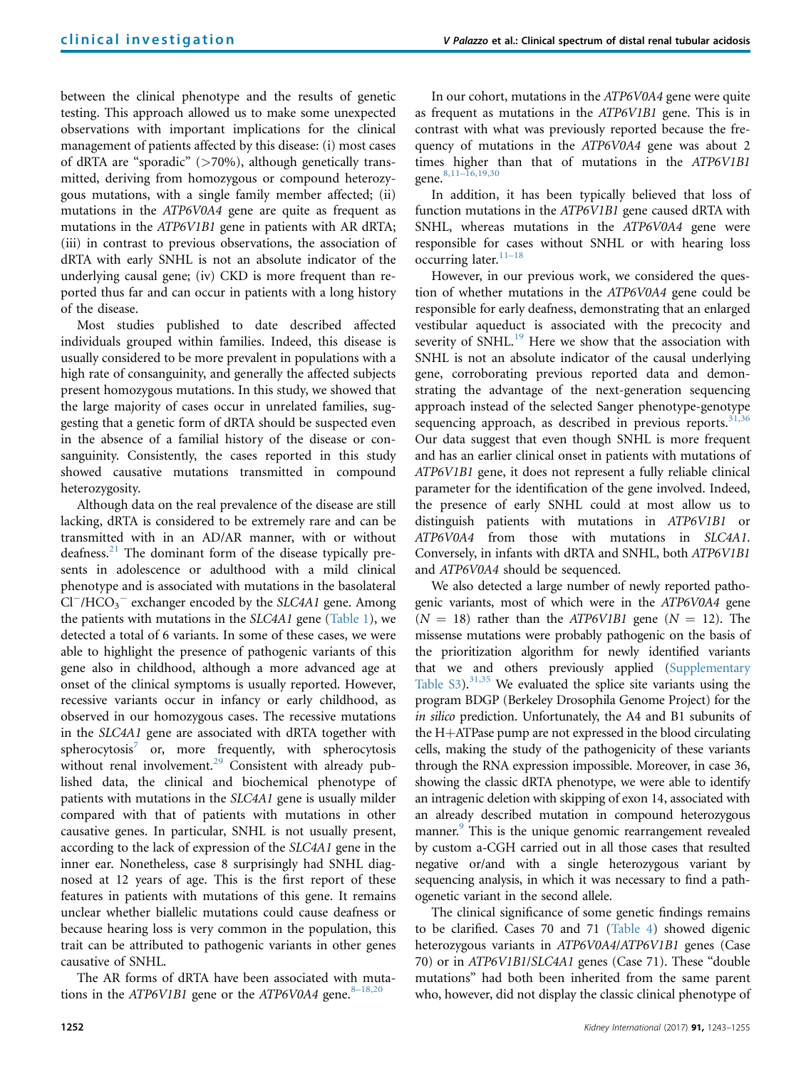between the clinical phenotype and the results of genetic testing. This approach allowed us to make some unexpected observations with important implications for the clinical management of patients affected by this disease: (i) most cases of dRTA are "sporadic" (>70%), although genetically transmitted, deriving from homozygous or compound heterozygous mutations, with a single family member affected; (ii) mutations in the *ATP6V0A4* gene are quite as frequent as mutations in the *ATP6V1B1* gene in patients with AR dRTA; (iii) in contrast to previous observations, the association of dRTA with early SNHL is not an absolute indicator of the underlying causal gene; (iv) CKD is more frequent than reported thus far and can occur in patients with a long history of the disease.

Most studies published to date described affected individuals grouped within families. Indeed, this disease is usually considered to be more prevalent in populations with a high rate of consanguinity, and generally the affected subjects present homozygous mutations. In this study, we showed that the large majority of cases occur in unrelated families, suggesting that a genetic form of dRTA should be suspected even in the absence of a familial history of the disease or consanguinity. Consistently, the cases reported in this study showed causative mutations transmitted in compound heterozygosity.

Although data on the real prevalence of the disease are still lacking, dRTA is considered to be extremely rare and can be transmitted with in an AD/AR manner, with or without deafness.[21] The dominant form of the disease typically presents in adolescence or adulthood with a mild clinical phenotype and is associated with mutations in the basolateral $Cl^-/HCO_3^-$ exchanger encoded by the *SLC4A1* gene. Among the patients with mutations in the *SLC4A1* gene (Table 1), we detected a total of 6 variants. In some of these cases, we were able to highlight the presence of pathogenic variants of this gene also in childhood, although a more advanced age at onset of the clinical symptoms is usually reported. However, recessive variants occur in infancy or early childhood, as observed in our homozygous cases. The recessive mutations in the *SLC4A1* gene are associated with dRTA together with spherocytosis[7] or, more frequently, with spherocytosis without renal involvement.[29] Consistent with already published data, the clinical and biochemical phenotype of patients with mutations in the *SLC4A1* gene is usually milder compared with that of patients with mutations in other causative genes. In particular, SNHL is not usually present, according to the lack of expression of the *SLC4A1* gene in the inner ear. Nonetheless, case 8 surprisingly had SNHL diagnosed at 12 years of age. This is the first report of these features in patients with mutations of this gene. It remains unclear whether biallelic mutations could cause deafness or because hearing loss is very common in the population, this trait can be attributed to pathogenic variants in other genes causative of SNHL.

The AR forms of dRTA have been associated with mutations in the *ATP6V1B1* gene or the *ATP6V0A4* gene.[8–18,20]

In our cohort, mutations in the *ATP6V0A4* gene were quite as frequent as mutations in the *ATP6V1B1* gene. This is in contrast with what was previously reported because the frequency of mutations in the *ATP6V0A4* gene was about 2 times higher than that of mutations in the *ATP6V1B1* gene.[8,11–16,19,30]

In addition, it has been typically believed that loss of function mutations in the *ATP6V1B1* gene caused dRTA with SNHL, whereas mutations in the *ATP6V0A4* gene were responsible for cases without SNHL or with hearing loss occurring later.[11–18]

However, in our previous work, we considered the question of whether mutations in the *ATP6V0A4* gene could be responsible for early deafness, demonstrating that an enlarged vestibular aqueduct is associated with the precocity and severity of SNHL.[19] Here we show that the association with SNHL is not an absolute indicator of the causal underlying gene, corroborating previous reported data and demonstrating the advantage of the next-generation sequencing approach instead of the selected Sanger phenotype-genotype sequencing approach, as described in previous reports.[31,36] Our data suggest that even though SNHL is more frequent and has an earlier clinical onset in patients with mutations of *ATP6V1B1* gene, it does not represent a fully reliable clinical parameter for the identification of the gene involved. Indeed, the presence of early SNHL could at most allow us to distinguish patients with mutations in *ATP6V1B1* or *ATP6V0A4* from those with mutations in *SLC4A1*. Conversely, in infants with dRTA and SNHL, both *ATP6V1B1* and *ATP6V0A4* should be sequenced.

We also detected a large number of newly reported pathogenic variants, most of which were in the *ATP6V0A4* gene ($N = 18$) rather than the *ATP6V1B1* gene ($N = 12$). The missense mutations were probably pathogenic on the basis of the prioritization algorithm for newly identified variants that we and others previously applied (Supplementary Table S3).[31,35] We evaluated the splice site variants using the program BDGP (Berkeley Drosophila Genome Project) for the *in silico* prediction. Unfortunately, the A4 and B1 subunits of the H+ATPase pump are not expressed in the blood circulating cells, making the study of the pathogenicity of these variants through the RNA expression impossible. Moreover, in case 36, showing the classic dRTA phenotype, we were able to identify an intragenic deletion with skipping of exon 14, associated with an already described mutation in compound heterozygous manner.[9] This is the unique genomic rearrangement revealed by custom a-CGH carried out in all those cases that resulted negative or/and with a single heterozygous variant by sequencing analysis, in which it was necessary to find a pathogenetic variant in the second allele.

The clinical significance of some genetic findings remains to be clarified. Cases 70 and 71 (Table 4) showed digenic heterozygous variants in *ATP6V0A4*/*ATP6V1B1* genes (Case 70) or in *ATP6V1B1*/*SLC4A1* genes (Case 71). These "double mutations" had both been inherited from the same parent who, however, did not display the classic clinical phenotype of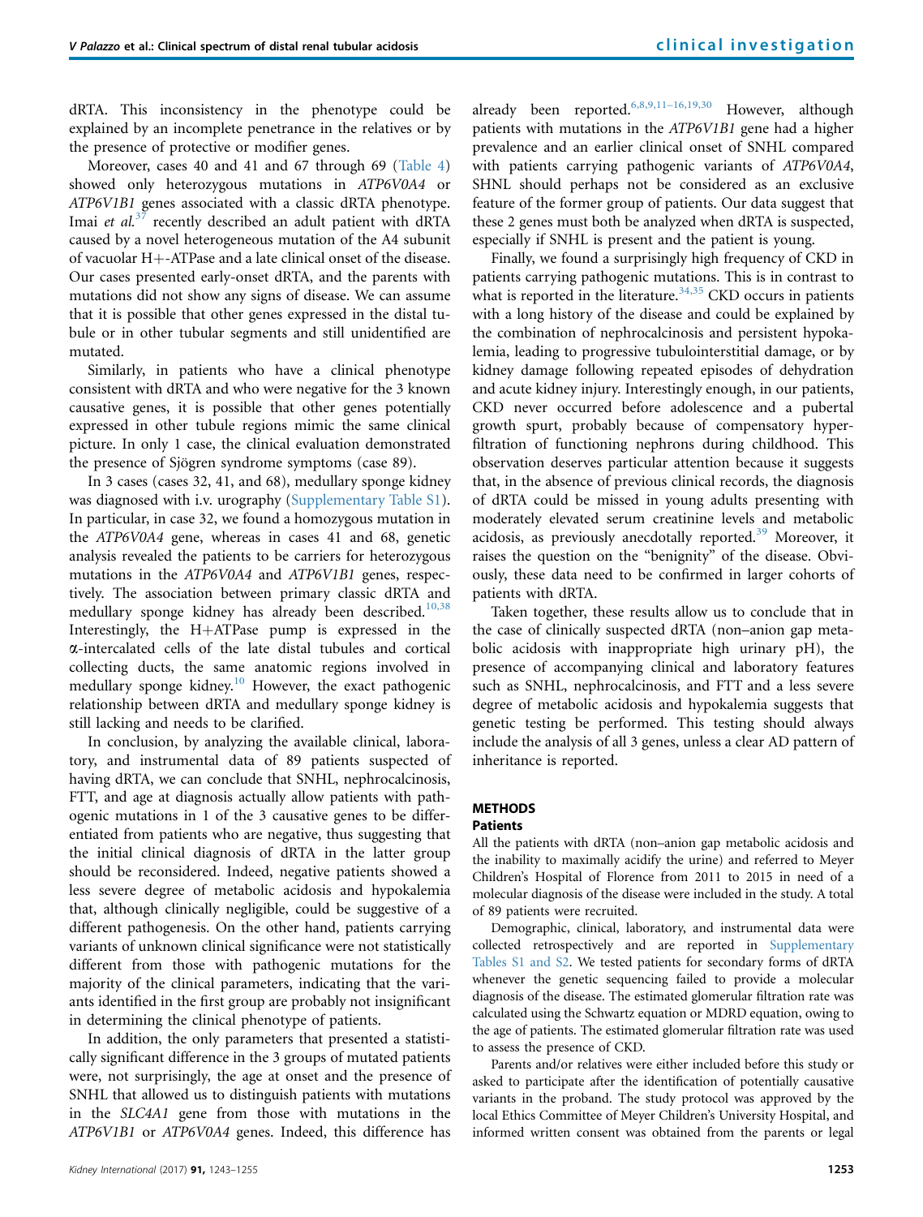dRTA. This inconsistency in the phenotype could be explained by an incomplete penetrance in the relatives or by the presence of protective or modifier genes.

Moreover, cases 40 and 41 and 67 through 69 (Table 4) showed only heterozygous mutations in *ATP6V0A4* or *ATP6V1B1* genes associated with a classic dRTA phenotype. Imai *et al.*[37] recently described an adult patient with dRTA caused by a novel heterogeneous mutation of the A4 subunit of vacuolar H+-ATPase and a late clinical onset of the disease. Our cases presented early-onset dRTA, and the parents with mutations did not show any signs of disease. We can assume that it is possible that other genes expressed in the distal tubule or in other tubular segments and still unidentified are mutated.

Similarly, in patients who have a clinical phenotype consistent with dRTA and who were negative for the 3 known causative genes, it is possible that other genes potentially expressed in other tubule regions mimic the same clinical picture. In only 1 case, the clinical evaluation demonstrated the presence of Sjögren syndrome symptoms (case 89).

In 3 cases (cases 32, 41, and 68), medullary sponge kidney was diagnosed with i.v. urography (Supplementary Table S1). In particular, in case 32, we found a homozygous mutation in the *ATP6V0A4* gene, whereas in cases 41 and 68, genetic analysis revealed the patients to be carriers for heterozygous mutations in the *ATP6V0A4* and *ATP6V1B1* genes, respectively. The association between primary classic dRTA and medullary sponge kidney has already been described.[10,38] Interestingly, the H+ATPase pump is expressed in the α-intercalated cells of the late distal tubules and cortical collecting ducts, the same anatomic regions involved in medullary sponge kidney.[10] However, the exact pathogenic relationship between dRTA and medullary sponge kidney is still lacking and needs to be clarified.

In conclusion, by analyzing the available clinical, laboratory, and instrumental data of 89 patients suspected of having dRTA, we can conclude that SNHL, nephrocalcinosis, FTT, and age at diagnosis actually allow patients with pathogenic mutations in 1 of the 3 causative genes to be differentiated from patients who are negative, thus suggesting that the initial clinical diagnosis of dRTA in the latter group should be reconsidered. Indeed, negative patients showed a less severe degree of metabolic acidosis and hypokalemia that, although clinically negligible, could be suggestive of a different pathogenesis. On the other hand, patients carrying variants of unknown clinical significance were not statistically different from those with pathogenic mutations for the majority of the clinical parameters, indicating that the variants identified in the first group are probably not insignificant in determining the clinical phenotype of patients.

In addition, the only parameters that presented a statistically significant difference in the 3 groups of mutated patients were, not surprisingly, the age at onset and the presence of SNHL that allowed us to distinguish patients with mutations in the *SLC4A1* gene from those with mutations in the *ATP6V1B1* or *ATP6V0A4* genes. Indeed, this difference has already been reported.[6,8,9,11–16,19,30] However, although patients with mutations in the *ATP6V1B1* gene had a higher prevalence and an earlier clinical onset of SNHL compared with patients carrying pathogenic variants of *ATP6V0A4*, SHNL should perhaps not be considered as an exclusive feature of the former group of patients. Our data suggest that these 2 genes must both be analyzed when dRTA is suspected, especially if SNHL is present and the patient is young.

Finally, we found a surprisingly high frequency of CKD in patients carrying pathogenic mutations. This is in contrast to what is reported in the literature.[34,35] CKD occurs in patients with a long history of the disease and could be explained by the combination of nephrocalcinosis and persistent hypokalemia, leading to progressive tubulointerstitial damage, or by kidney damage following repeated episodes of dehydration and acute kidney injury. Interestingly enough, in our patients, CKD never occurred before adolescence and a pubertal growth spurt, probably because of compensatory hyperfiltration of functioning nephrons during childhood. This observation deserves particular attention because it suggests that, in the absence of previous clinical records, the diagnosis of dRTA could be missed in young adults presenting with moderately elevated serum creatinine levels and metabolic acidosis, as previously anecdotally reported.[39] Moreover, it raises the question on the "benignity" of the disease. Obviously, these data need to be confirmed in larger cohorts of patients with dRTA.

Taken together, these results allow us to conclude that in the case of clinically suspected dRTA (non–anion gap metabolic acidosis with inappropriate high urinary pH), the presence of accompanying clinical and laboratory features such as SNHL, nephrocalcinosis, and FTT and a less severe degree of metabolic acidosis and hypokalemia suggests that genetic testing be performed. This testing should always include the analysis of all 3 genes, unless a clear AD pattern of inheritance is reported.

## METHODS

### Patients

All the patients with dRTA (non–anion gap metabolic acidosis and the inability to maximally acidify the urine) and referred to Meyer Children's Hospital of Florence from 2011 to 2015 in need of a molecular diagnosis of the disease were included in the study. A total of 89 patients were recruited.

Demographic, clinical, laboratory, and instrumental data were collected retrospectively and are reported in Supplementary Tables S1 and S2. We tested patients for secondary forms of dRTA whenever the genetic sequencing failed to provide a molecular diagnosis of the disease. The estimated glomerular filtration rate was calculated using the Schwartz equation or MDRD equation, owing to the age of patients. The estimated glomerular filtration rate was used to assess the presence of CKD.

Parents and/or relatives were either included before this study or asked to participate after the identification of potentially causative variants in the proband. The study protocol was approved by the local Ethics Committee of Meyer Children's University Hospital, and informed written consent was obtained from the parents or legal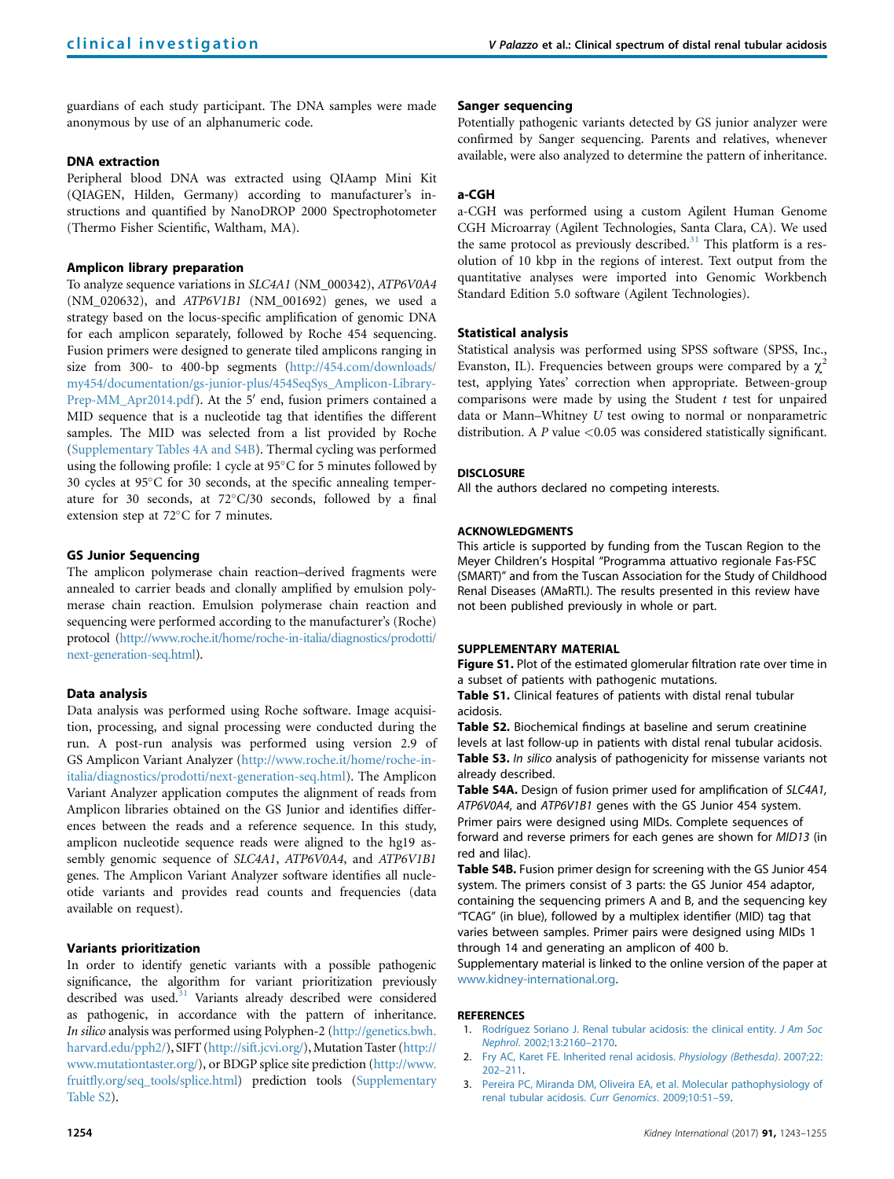guardians of each study participant. The DNA samples were made anonymous by use of an alphanumeric code.

### DNA extraction

Peripheral blood DNA was extracted using QIAamp Mini Kit (QIAGEN, Hilden, Germany) according to manufacturer's instructions and quantified by NanoDROP 2000 Spectrophotometer (Thermo Fisher Scientific, Waltham, MA).

### Amplicon library preparation

To analyze sequence variations in *SLC4A1* (NM_000342), *ATP6V0A4* (NM_020632), and *ATP6V1B1* (NM_001692) genes, we used a strategy based on the locus-specific amplification of genomic DNA for each amplicon separately, followed by Roche 454 sequencing. Fusion primers were designed to generate tiled amplicons ranging in size from 300- to 400-bp segments (http://454.com/downloads/my454/documentation/gs-junior-plus/454SeqSys_Amplicon-Library-Prep-MM_Apr2014.pdf). At the 5′ end, fusion primers contained a MID sequence that is a nucleotide tag that identifies the different samples. The MID was selected from a list provided by Roche (Supplementary Tables 4A and S4B). Thermal cycling was performed using the following profile: 1 cycle at 95°C for 5 minutes followed by 30 cycles at 95°C for 30 seconds, at the specific annealing temperature for 30 seconds, at 72°C/30 seconds, followed by a final extension step at 72°C for 7 minutes.

### GS Junior Sequencing

The amplicon polymerase chain reaction–derived fragments were annealed to carrier beads and clonally amplified by emulsion polymerase chain reaction. Emulsion polymerase chain reaction and sequencing were performed according to the manufacturer's (Roche) protocol (http://www.roche.it/home/roche-in-italia/diagnostics/prodotti/next-generation-seq.html).

### Data analysis

Data analysis was performed using Roche software. Image acquisition, processing, and signal processing were conducted during the run. A post-run analysis was performed using version 2.9 of GS Amplicon Variant Analyzer (http://www.roche.it/home/roche-in-italia/diagnostics/prodotti/next-generation-seq.html). The Amplicon Variant Analyzer application computes the alignment of reads from Amplicon libraries obtained on the GS Junior and identifies differences between the reads and a reference sequence. In this study, amplicon nucleotide sequence reads were aligned to the hg19 assembly genomic sequence of *SLC4A1*, *ATP6V0A4*, and *ATP6V1B1* genes. The Amplicon Variant Analyzer software identifies all nucleotide variants and provides read counts and frequencies (data available on request).

### Variants prioritization

In order to identify genetic variants with a possible pathogenic significance, the algorithm for variant prioritization previously described was used.[31] Variants already described were considered as pathogenic, in accordance with the pattern of inheritance. *In silico* analysis was performed using Polyphen-2 (http://genetics.bwh.harvard.edu/pph2/), SIFT (http://sift.jcvi.org/), Mutation Taster (http://www.mutationtaster.org/), or BDGP splice site prediction (http://www.fruitfly.org/seq_tools/splice.html) prediction tools (Supplementary Table S2).

### Sanger sequencing

Potentially pathogenic variants detected by GS junior analyzer were confirmed by Sanger sequencing. Parents and relatives, whenever available, were also analyzed to determine the pattern of inheritance.

### a-CGH

a-CGH was performed using a custom Agilent Human Genome CGH Microarray (Agilent Technologies, Santa Clara, CA). We used the same protocol as previously described.[31] This platform is a resolution of 10 kbp in the regions of interest. Text output from the quantitative analyses were imported into Genomic Workbench Standard Edition 5.0 software (Agilent Technologies).

### Statistical analysis

Statistical analysis was performed using SPSS software (SPSS, Inc., Evanston, IL). Frequencies between groups were compared by a $\chi^2$ test, applying Yates' correction when appropriate. Between-group comparisons were made by using the Student *t* test for unpaired data or Mann–Whitney *U* test owing to normal or nonparametric distribution. A *P* value $<0.05$ was considered statistically significant.

## DISCLOSURE

All the authors declared no competing interests.

## ACKNOWLEDGMENTS

This article is supported by funding from the Tuscan Region to the Meyer Children's Hospital "Programma attuativo regionale Fas-FSC (SMART)" and from the Tuscan Association for the Study of Childhood Renal Diseases (AMaRTI.). The results presented in this review have not been published previously in whole or part.

## SUPPLEMENTARY MATERIAL

**Figure S1.** Plot of the estimated glomerular filtration rate over time in a subset of patients with pathogenic mutations.

**Table S1.** Clinical features of patients with distal renal tubular acidosis.

**Table S2.** Biochemical findings at baseline and serum creatinine levels at last follow-up in patients with distal renal tubular acidosis.

**Table S3.** *In silico* analysis of pathogenicity for missense variants not already described.

**Table S4A.** Design of fusion primer used for amplification of *SLC4A1, ATP6V0A4*, and *ATP6V1B1* genes with the GS Junior 454 system. Primer pairs were designed using MIDs. Complete sequences of forward and reverse primers for each genes are shown for *MID13* (in red and lilac).

**Table S4B.** Fusion primer design for screening with the GS Junior 454 system. The primers consist of 3 parts: the GS Junior 454 adaptor, containing the sequencing primers A and B, and the sequencing key "TCAG" (in blue), followed by a multiplex identifier (MID) tag that varies between samples. Primer pairs were designed using MIDs 1 through 14 and generating an amplicon of 400 b.

Supplementary material is linked to the online version of the paper at www.kidney-international.org.

## REFERENCES

1. Rodríguez Soriano J. Renal tubular acidosis: the clinical entity. *J Am Soc Nephrol*. 2002;13:2160–2170.
2. Fry AC, Karet FE. Inherited renal acidosis. *Physiology (Bethesda)*. 2007;22:202–211.
3. Pereira PC, Miranda DM, Oliveira EA, et al. Molecular pathophysiology of renal tubular acidosis. *Curr Genomics*. 2009;10:51–59.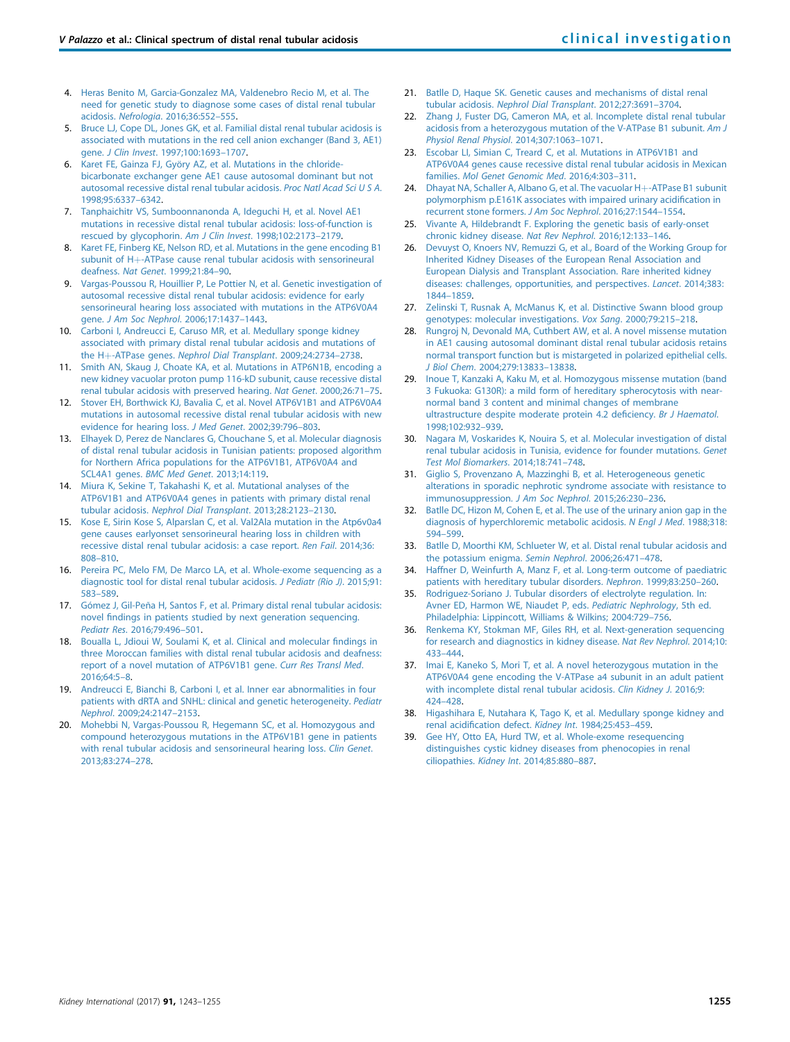4. Heras Benito M, Garcia-Gonzalez MA, Valdenebro Recio M, et al. The need for genetic study to diagnose some cases of distal renal tubular acidosis. *Nefrologia*. 2016;36:552–555.
5. Bruce LJ, Cope DL, Jones GK, et al. Familial distal renal tubular acidosis is associated with mutations in the red cell anion exchanger (Band 3, AE1) gene. *J Clin Invest*. 1997;100:1693–1707.
6. Karet FE, Gainza FJ, Györy AZ, et al. Mutations in the chloride-bicarbonate exchanger gene AE1 cause autosomal dominant but not autosomal recessive distal renal tubular acidosis. *Proc Natl Acad Sci U S A*. 1998;95:6337–6342.
7. Tanphaichitr VS, Sumboonnanonda A, Ideguchi H, et al. Novel AE1 mutations in recessive distal renal tubular acidosis: loss-of-function is rescued by glycophorin. *Am J Clin Invest*. 1998;102:2173–2179.
8. Karet FE, Finberg KE, Nelson RD, et al. Mutations in the gene encoding B1 subunit of H+-ATPase cause renal tubular acidosis with sensorineural deafness. *Nat Genet*. 1999;21:84–90.
9. Vargas-Poussou R, Houillier P, Le Pottier N, et al. Genetic investigation of autosomal recessive distal renal tubular acidosis: evidence for early sensorineural hearing loss associated with mutations in the ATP6V0A4 gene. *J Am Soc Nephrol*. 2006;17:1437–1443.
10. Carboni I, Andreucci E, Caruso MR, et al. Medullary sponge kidney associated with primary distal renal tubular acidosis and mutations of the H+-ATPase genes. *Nephrol Dial Transplant*. 2009;24:2734–2738.
11. Smith AN, Skaug J, Choate KA, et al. Mutations in ATP6N1B, encoding a new kidney vacuolar proton pump 116-kD subunit, cause recessive distal renal tubular acidosis with preserved hearing. *Nat Genet*. 2000;26:71–75.
12. Stover EH, Borthwick KJ, Bavalia C, et al. Novel ATP6V1B1 and ATP6V0A4 mutations in autosomal recessive distal renal tubular acidosis with new evidence for hearing loss. *J Med Genet*. 2002;39:796–803.
13. Elhayek D, Perez de Nanclares G, Chouchane S, et al. Molecular diagnosis of distal renal tubular acidosis in Tunisian patients: proposed algorithm for Northern Africa populations for the ATP6V1B1, ATP6V0A4 and SCL4A1 genes. *BMC Med Genet*. 2013;14:119.
14. Miura K, Sekine T, Takahashi K, et al. Mutational analyses of the ATP6V1B1 and ATP6V0A4 genes in patients with primary distal renal tubular acidosis. *Nephrol Dial Transplant*. 2013;28:2123–2130.
15. Kose E, Sirin Kose S, Alparslan C, et al. Val2Ala mutation in the Atp6v0a4 gene causes earlyonset sensorineural hearing loss in children with recessive distal renal tubular acidosis: a case report. *Ren Fail*. 2014;36:808–810.
16. Pereira PC, Melo FM, De Marco LA, et al. Whole-exome sequencing as a diagnostic tool for distal renal tubular acidosis. *J Pediatr (Rio J)*. 2015;91:583–589.
17. Gómez J, Gil-Peña H, Santos F, et al. Primary distal renal tubular acidosis: novel findings in patients studied by next generation sequencing. *Pediatr Res*. 2016;79:496–501.
18. Boualla L, Jdioui W, Soulami K, et al. Clinical and molecular findings in three Moroccan families with distal renal tubular acidosis and deafness: report of a novel mutation of ATP6V1B1 gene. *Curr Res Transl Med*. 2016;64:5–8.
19. Andreucci E, Bianchi B, Carboni I, et al. Inner ear abnormalities in four patients with dRTA and SNHL: clinical and genetic heterogeneity. *Pediatr Nephrol*. 2009;24:2147–2153.
20. Mohebbi N, Vargas-Poussou R, Hegemann SC, et al. Homozygous and compound heterozygous mutations in the ATP6V1B1 gene in patients with renal tubular acidosis and sensorineural hearing loss. *Clin Genet*. 2013;83:274–278.
21. Batlle D, Haque SK. Genetic causes and mechanisms of distal renal tubular acidosis. *Nephrol Dial Transplant*. 2012;27:3691–3704.
22. Zhang J, Fuster DG, Cameron MA, et al. Incomplete distal renal tubular acidosis from a heterozygous mutation of the V-ATPase B1 subunit. *Am J Physiol Renal Physiol*. 2014;307:1063–1071.
23. Escobar LI, Simian C, Treard C, et al. Mutations in ATP6V1B1 and ATP6V0A4 genes cause recessive distal renal tubular acidosis in Mexican families. *Mol Genet Genomic Med*. 2016;4:303–311.
24. Dhayat NA, Schaller A, Albano G, et al. The vacuolar H+-ATPase B1 subunit polymorphism p.E161K associates with impaired urinary acidification in recurrent stone formers. *J Am Soc Nephrol*. 2016;27:1544–1554.
25. Vivante A, Hildebrandt F. Exploring the genetic basis of early-onset chronic kidney disease. *Nat Rev Nephrol*. 2016;12:133–146.
26. Devuyst O, Knoers NV, Remuzzi G, et al., Board of the Working Group for Inherited Kidney Diseases of the European Renal Association and European Dialysis and Transplant Association. Rare inherited kidney diseases: challenges, opportunities, and perspectives. *Lancet*. 2014;383:1844–1859.
27. Zelinski T, Rusnak A, McManus K, et al. Distinctive Swann blood group genotypes: molecular investigations. *Vox Sang*. 2000;79:215–218.
28. Rungroj N, Devonald MA, Cuthbert AW, et al. A novel missense mutation in AE1 causing autosomal dominant distal renal tubular acidosis retains normal transport function but is mistargeted in polarized epithelial cells. *J Biol Chem*. 2004;279:13833–13838.
29. Inoue T, Kanzaki A, Kaku M, et al. Homozygous missense mutation (band 3 Fukuoka: G130R): a mild form of hereditary spherocytosis with near-normal band 3 content and minimal changes of membrane ultrastructure despite moderate protein 4.2 deficiency. *Br J Haematol*. 1998;102:932–939.
30. Nagara M, Voskarides K, Nouira S, et al. Molecular investigation of distal renal tubular acidosis in Tunisia, evidence for founder mutations. *Genet Test Mol Biomarkers*. 2014;18:741–748.
31. Giglio S, Provenzano A, Mazzinghi B, et al. Heterogeneous genetic alterations in sporadic nephrotic syndrome associate with resistance to immunosuppression. *J Am Soc Nephrol*. 2015;26:230–236.
32. Batlle DC, Hizon M, Cohen E, et al. The use of the urinary anion gap in the diagnosis of hyperchloremic metabolic acidosis. *N Engl J Med*. 1988;318:594–599.
33. Batlle D, Moorthi KM, Schlueter W, et al. Distal renal tubular acidosis and the potassium enigma. *Semin Nephrol*. 2006;26:471–478.
34. Haffner D, Weinfurth A, Manz F, et al. Long-term outcome of paediatric patients with hereditary tubular disorders. *Nephron*. 1999;83:250–260.
35. Rodriguez-Soriano J. Tubular disorders of electrolyte regulation. In: Avner ED, Harmon WE, Niaudet P, eds. *Pediatric Nephrology*, 5th ed. Philadelphia: Lippincott, Williams & Wilkins; 2004:729–756.
36. Renkema KY, Stokman MF, Giles RH, et al. Next-generation sequencing for research and diagnostics in kidney disease. *Nat Rev Nephrol*. 2014;10:433–444.
37. Imai E, Kaneko S, Mori T, et al. A novel heterozygous mutation in the ATP6V0A4 gene encoding the V-ATPase a4 subunit in an adult patient with incomplete distal renal tubular acidosis. *Clin Kidney J*. 2016;9:424–428.
38. Higashihara E, Nutahara K, Tago K, et al. Medullary sponge kidney and renal acidification defect. *Kidney Int*. 1984;25:453–459.
39. Gee HY, Otto EA, Hurd TW, et al. Whole-exome resequencing distinguishes cystic kidney diseases from phenocopies in renal ciliopathies. *Kidney Int*. 2014;85:880–887.